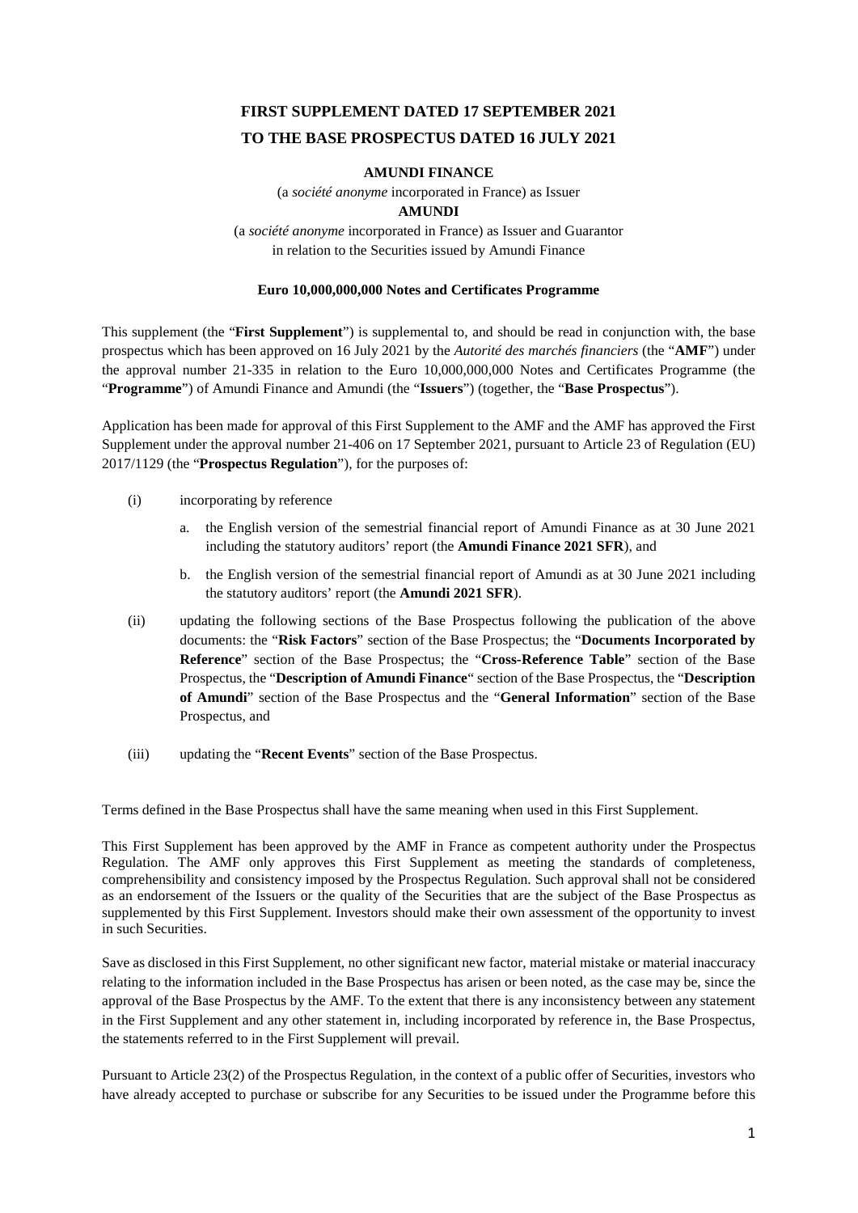# FIRST SUPPLEMENT DATED 17 SEPTEMBER 2021
# TO THE BASE PROSPECTUS DATED 16 JULY 2021

**AMUNDI FINANCE**

(a *société anonyme* incorporated in France) as Issuer

**AMUNDI**

(a *société anonyme* incorporated in France) as Issuer and Guarantor
in relation to the Securities issued by Amundi Finance

**Euro 10,000,000,000 Notes and Certificates Programme**

This supplement (the "**First Supplement**") is supplemental to, and should be read in conjunction with, the base prospectus which has been approved on 16 July 2021 by the *Autorité des marchés financiers* (the "**AMF**") under the approval number 21-335 in relation to the Euro 10,000,000,000 Notes and Certificates Programme (the "**Programme**") of Amundi Finance and Amundi (the "**Issuers**") (together, the "**Base Prospectus**").

Application has been made for approval of this First Supplement to the AMF and the AMF has approved the First Supplement under the approval number 21-406 on 17 September 2021, pursuant to Article 23 of Regulation (EU) 2017/1129 (the "**Prospectus Regulation**"), for the purposes of:

(i) incorporating by reference

   a. the English version of the semestrial financial report of Amundi Finance as at 30 June 2021 including the statutory auditors' report (the **Amundi Finance 2021 SFR**), and

   b. the English version of the semestrial financial report of Amundi as at 30 June 2021 including the statutory auditors' report (the **Amundi 2021 SFR**).

(ii) updating the following sections of the Base Prospectus following the publication of the above documents: the "**Risk Factors**" section of the Base Prospectus; the "**Documents Incorporated by Reference**" section of the Base Prospectus; the "**Cross-Reference Table**" section of the Base Prospectus, the "**Description of Amundi Finance**" section of the Base Prospectus, the "**Description of Amundi**" section of the Base Prospectus and the "**General Information**" section of the Base Prospectus, and

(iii) updating the "**Recent Events**" section of the Base Prospectus.

Terms defined in the Base Prospectus shall have the same meaning when used in this First Supplement.

This First Supplement has been approved by the AMF in France as competent authority under the Prospectus Regulation. The AMF only approves this First Supplement as meeting the standards of completeness, comprehensibility and consistency imposed by the Prospectus Regulation. Such approval shall not be considered as an endorsement of the Issuers or the quality of the Securities that are the subject of the Base Prospectus as supplemented by this First Supplement. Investors should make their own assessment of the opportunity to invest in such Securities.

Save as disclosed in this First Supplement, no other significant new factor, material mistake or material inaccuracy relating to the information included in the Base Prospectus has arisen or been noted, as the case may be, since the approval of the Base Prospectus by the AMF. To the extent that there is any inconsistency between any statement in the First Supplement and any other statement in, including incorporated by reference in, the Base Prospectus, the statements referred to in the First Supplement will prevail.

Pursuant to Article 23(2) of the Prospectus Regulation, in the context of a public offer of Securities, investors who have already accepted to purchase or subscribe for any Securities to be issued under the Programme before this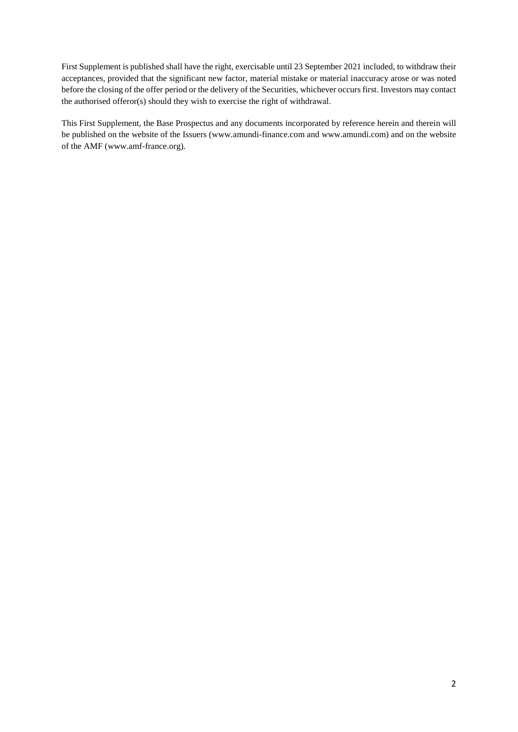First Supplement is published shall have the right, exercisable until 23 September 2021 included, to withdraw their acceptances, provided that the significant new factor, material mistake or material inaccuracy arose or was noted before the closing of the offer period or the delivery of the Securities, whichever occurs first. Investors may contact the authorised offeror(s) should they wish to exercise the right of withdrawal.

This First Supplement, the Base Prospectus and any documents incorporated by reference herein and therein will be published on the website of the Issuers (www.amundi-finance.com and www.amundi.com) and on the website of the AMF (www.amf-france.org).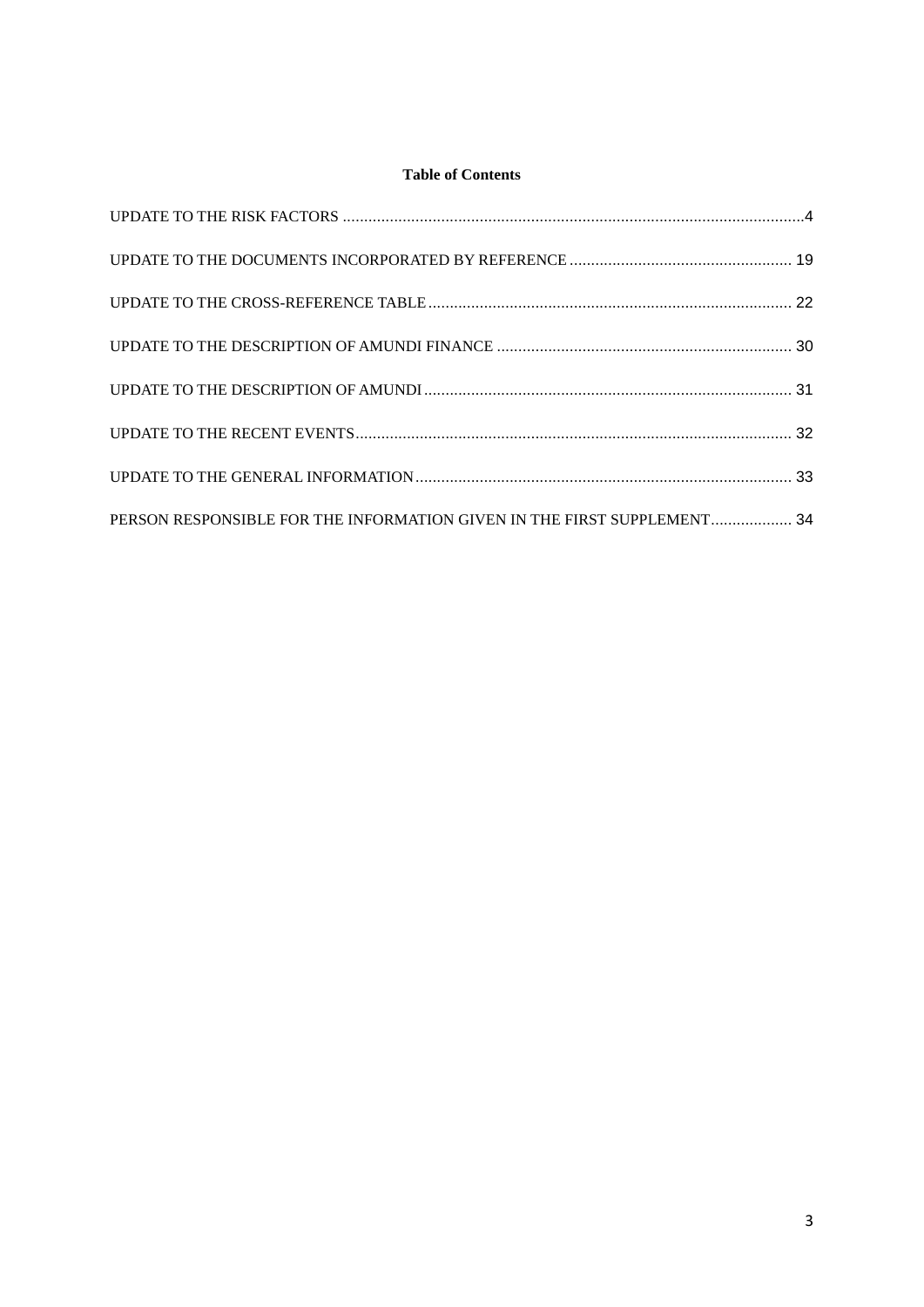**Table of Contents**

UPDATE TO THE RISK FACTORS ........................................................................................................4

UPDATE TO THE DOCUMENTS INCORPORATED BY REFERENCE .................................................... 19

UPDATE TO THE CROSS-REFERENCE TABLE .................................................................................... 22

UPDATE TO THE DESCRIPTION OF AMUNDI FINANCE ..................................................................... 30

UPDATE TO THE DESCRIPTION OF AMUNDI ..................................................................................... 31

UPDATE TO THE RECENT EVENTS ..................................................................................................... 32

UPDATE TO THE GENERAL INFORMATION ....................................................................................... 33

PERSON RESPONSIBLE FOR THE INFORMATION GIVEN IN THE FIRST SUPPLEMENT ................... 34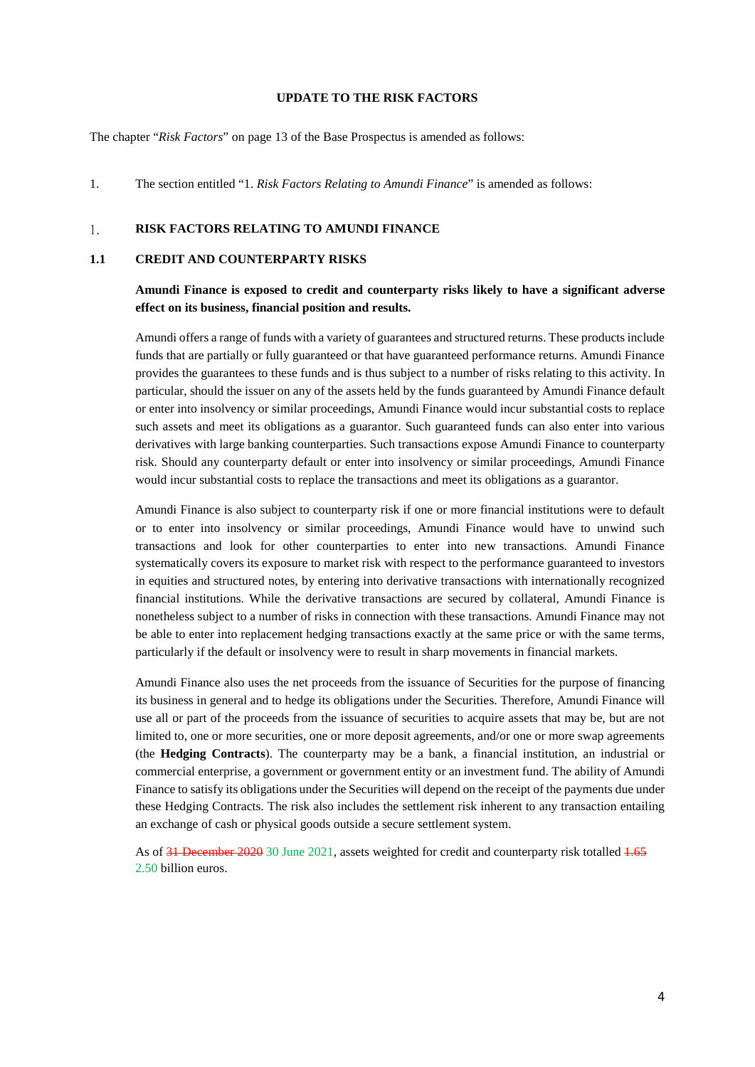**UPDATE TO THE RISK FACTORS**

The chapter "*Risk Factors*" on page 13 of the Base Prospectus is amended as follows:

1. The section entitled "1. *Risk Factors Relating to Amundi Finance*" is amended as follows:

## 1. RISK FACTORS RELATING TO AMUNDI FINANCE

### 1.1 CREDIT AND COUNTERPARTY RISKS

**Amundi Finance is exposed to credit and counterparty risks likely to have a significant adverse effect on its business, financial position and results.**

Amundi offers a range of funds with a variety of guarantees and structured returns. These products include funds that are partially or fully guaranteed or that have guaranteed performance returns. Amundi Finance provides the guarantees to these funds and is thus subject to a number of risks relating to this activity. In particular, should the issuer on any of the assets held by the funds guaranteed by Amundi Finance default or enter into insolvency or similar proceedings, Amundi Finance would incur substantial costs to replace such assets and meet its obligations as a guarantor. Such guaranteed funds can also enter into various derivatives with large banking counterparties. Such transactions expose Amundi Finance to counterparty risk. Should any counterparty default or enter into insolvency or similar proceedings, Amundi Finance would incur substantial costs to replace the transactions and meet its obligations as a guarantor.

Amundi Finance is also subject to counterparty risk if one or more financial institutions were to default or to enter into insolvency or similar proceedings, Amundi Finance would have to unwind such transactions and look for other counterparties to enter into new transactions. Amundi Finance systematically covers its exposure to market risk with respect to the performance guaranteed to investors in equities and structured notes, by entering into derivative transactions with internationally recognized financial institutions. While the derivative transactions are secured by collateral, Amundi Finance is nonetheless subject to a number of risks in connection with these transactions. Amundi Finance may not be able to enter into replacement hedging transactions exactly at the same price or with the same terms, particularly if the default or insolvency were to result in sharp movements in financial markets.

Amundi Finance also uses the net proceeds from the issuance of Securities for the purpose of financing its business in general and to hedge its obligations under the Securities. Therefore, Amundi Finance will use all or part of the proceeds from the issuance of securities to acquire assets that may be, but are not limited to, one or more securities, one or more deposit agreements, and/or one or more swap agreements (the **Hedging Contracts**). The counterparty may be a bank, a financial institution, an industrial or commercial enterprise, a government or government entity or an investment fund. The ability of Amundi Finance to satisfy its obligations under the Securities will depend on the receipt of the payments due under these Hedging Contracts. The risk also includes the settlement risk inherent to any transaction entailing an exchange of cash or physical goods outside a secure settlement system.

As of ~~31 December 2020~~ 30 June 2021, assets weighted for credit and counterparty risk totalled ~~1.65~~ 2.50 billion euros.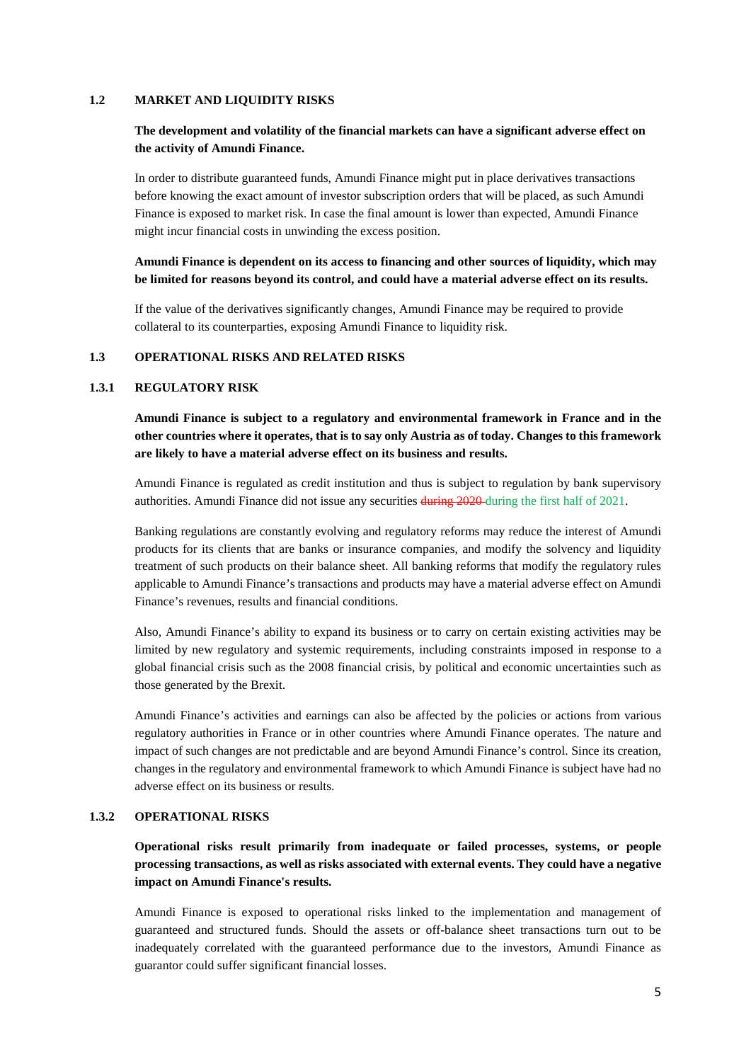## 1.2 MARKET AND LIQUIDITY RISKS

**The development and volatility of the financial markets can have a significant adverse effect on the activity of Amundi Finance.**

In order to distribute guaranteed funds, Amundi Finance might put in place derivatives transactions before knowing the exact amount of investor subscription orders that will be placed, as such Amundi Finance is exposed to market risk. In case the final amount is lower than expected, Amundi Finance might incur financial costs in unwinding the excess position.

**Amundi Finance is dependent on its access to financing and other sources of liquidity, which may be limited for reasons beyond its control, and could have a material adverse effect on its results.**

If the value of the derivatives significantly changes, Amundi Finance may be required to provide collateral to its counterparties, exposing Amundi Finance to liquidity risk.

## 1.3 OPERATIONAL RISKS AND RELATED RISKS

### 1.3.1 REGULATORY RISK

**Amundi Finance is subject to a regulatory and environmental framework in France and in the other countries where it operates, that is to say only Austria as of today. Changes to this framework are likely to have a material adverse effect on its business and results.**

Amundi Finance is regulated as credit institution and thus is subject to regulation by bank supervisory authorities. Amundi Finance did not issue any securities ~~during 2020~~ during the first half of 2021.

Banking regulations are constantly evolving and regulatory reforms may reduce the interest of Amundi products for its clients that are banks or insurance companies, and modify the solvency and liquidity treatment of such products on their balance sheet. All banking reforms that modify the regulatory rules applicable to Amundi Finance's transactions and products may have a material adverse effect on Amundi Finance's revenues, results and financial conditions.

Also, Amundi Finance's ability to expand its business or to carry on certain existing activities may be limited by new regulatory and systemic requirements, including constraints imposed in response to a global financial crisis such as the 2008 financial crisis, by political and economic uncertainties such as those generated by the Brexit.

Amundi Finance's activities and earnings can also be affected by the policies or actions from various regulatory authorities in France or in other countries where Amundi Finance operates. The nature and impact of such changes are not predictable and are beyond Amundi Finance's control. Since its creation, changes in the regulatory and environmental framework to which Amundi Finance is subject have had no adverse effect on its business or results.

### 1.3.2 OPERATIONAL RISKS

**Operational risks result primarily from inadequate or failed processes, systems, or people processing transactions, as well as risks associated with external events. They could have a negative impact on Amundi Finance's results.**

Amundi Finance is exposed to operational risks linked to the implementation and management of guaranteed and structured funds. Should the assets or off-balance sheet transactions turn out to be inadequately correlated with the guaranteed performance due to the investors, Amundi Finance as guarantor could suffer significant financial losses.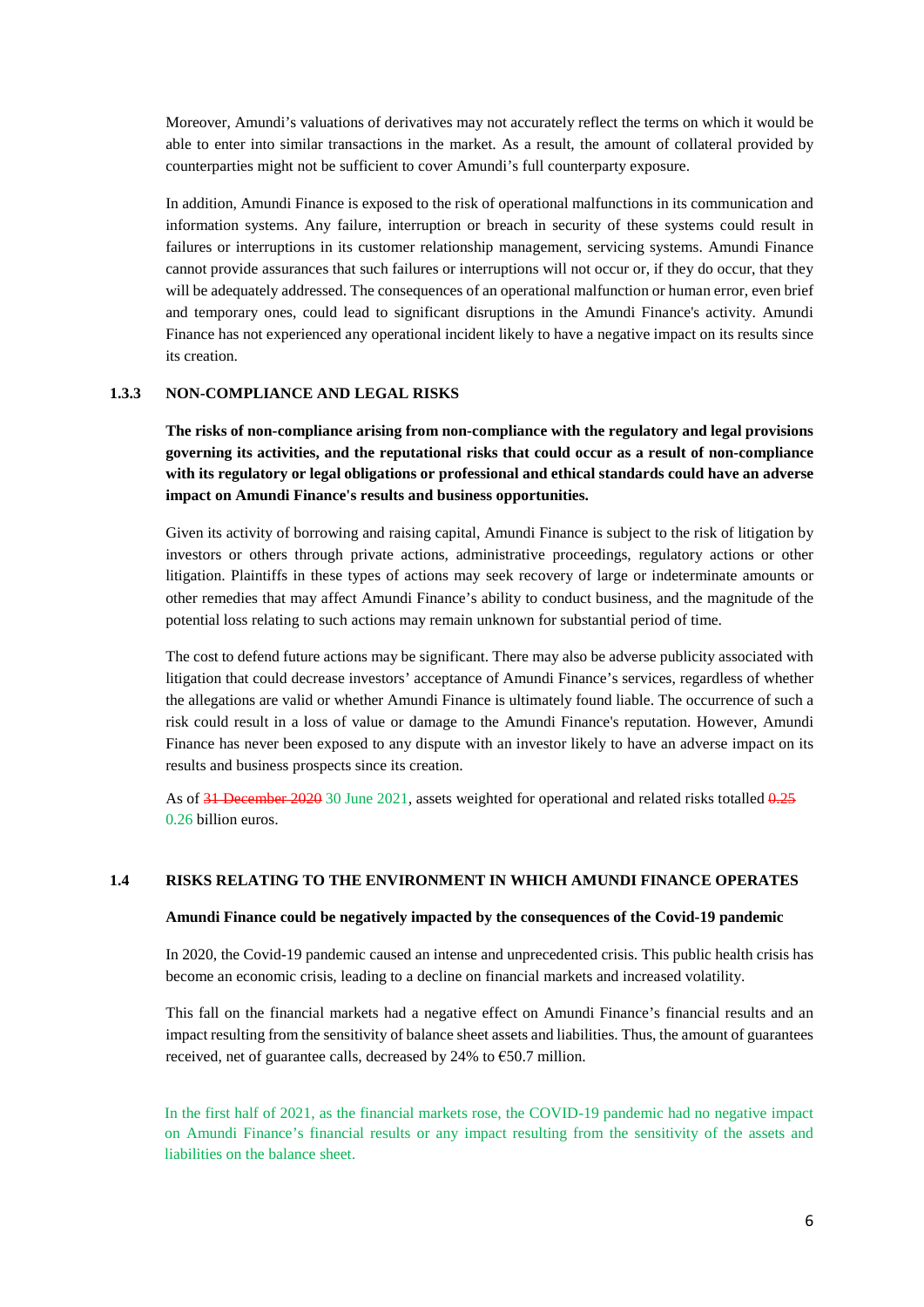Moreover, Amundi's valuations of derivatives may not accurately reflect the terms on which it would be able to enter into similar transactions in the market. As a result, the amount of collateral provided by counterparties might not be sufficient to cover Amundi's full counterparty exposure.

In addition, Amundi Finance is exposed to the risk of operational malfunctions in its communication and information systems. Any failure, interruption or breach in security of these systems could result in failures or interruptions in its customer relationship management, servicing systems. Amundi Finance cannot provide assurances that such failures or interruptions will not occur or, if they do occur, that they will be adequately addressed. The consequences of an operational malfunction or human error, even brief and temporary ones, could lead to significant disruptions in the Amundi Finance's activity. Amundi Finance has not experienced any operational incident likely to have a negative impact on its results since its creation.

### 1.3.3 NON-COMPLIANCE AND LEGAL RISKS

**The risks of non-compliance arising from non-compliance with the regulatory and legal provisions governing its activities, and the reputational risks that could occur as a result of non-compliance with its regulatory or legal obligations or professional and ethical standards could have an adverse impact on Amundi Finance's results and business opportunities.**

Given its activity of borrowing and raising capital, Amundi Finance is subject to the risk of litigation by investors or others through private actions, administrative proceedings, regulatory actions or other litigation. Plaintiffs in these types of actions may seek recovery of large or indeterminate amounts or other remedies that may affect Amundi Finance's ability to conduct business, and the magnitude of the potential loss relating to such actions may remain unknown for substantial period of time.

The cost to defend future actions may be significant. There may also be adverse publicity associated with litigation that could decrease investors' acceptance of Amundi Finance's services, regardless of whether the allegations are valid or whether Amundi Finance is ultimately found liable. The occurrence of such a risk could result in a loss of value or damage to the Amundi Finance's reputation. However, Amundi Finance has never been exposed to any dispute with an investor likely to have an adverse impact on its results and business prospects since its creation.

As of ~~31 December 2020~~ 30 June 2021, assets weighted for operational and related risks totalled ~~0.25~~ 0.26 billion euros.

## 1.4 RISKS RELATING TO THE ENVIRONMENT IN WHICH AMUNDI FINANCE OPERATES

**Amundi Finance could be negatively impacted by the consequences of the Covid-19 pandemic**

In 2020, the Covid-19 pandemic caused an intense and unprecedented crisis. This public health crisis has become an economic crisis, leading to a decline on financial markets and increased volatility.

This fall on the financial markets had a negative effect on Amundi Finance's financial results and an impact resulting from the sensitivity of balance sheet assets and liabilities. Thus, the amount of guarantees received, net of guarantee calls, decreased by 24% to €50.7 million.

In the first half of 2021, as the financial markets rose, the COVID-19 pandemic had no negative impact on Amundi Finance's financial results or any impact resulting from the sensitivity of the assets and liabilities on the balance sheet.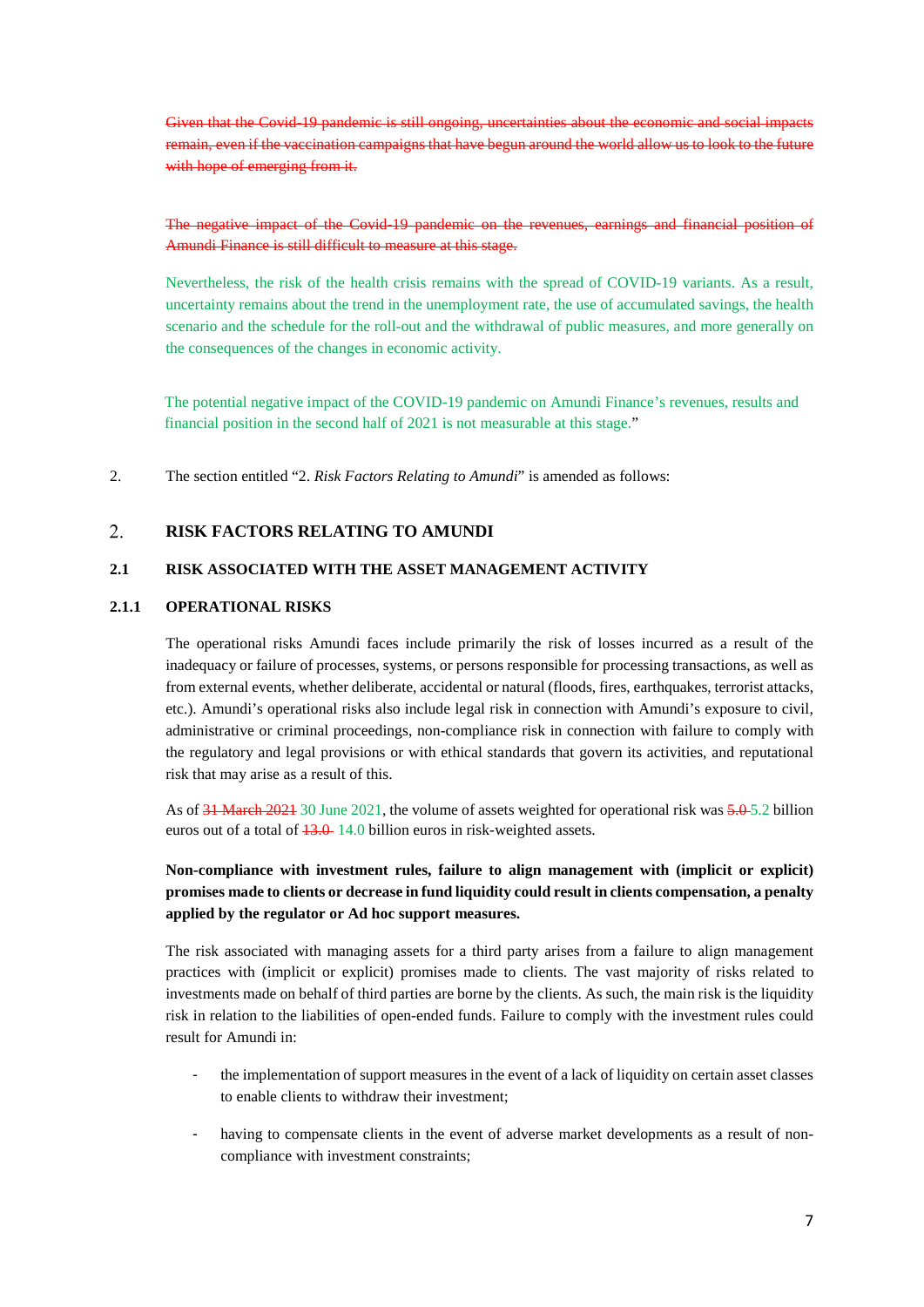~~Given that the Covid-19 pandemic is still ongoing, uncertainties about the economic and social impacts remain, even if the vaccination campaigns that have begun around the world allow us to look to the future with hope of emerging from it.~~

~~The negative impact of the Covid-19 pandemic on the revenues, earnings and financial position of Amundi Finance is still difficult to measure at this stage.~~

Nevertheless, the risk of the health crisis remains with the spread of COVID-19 variants. As a result, uncertainty remains about the trend in the unemployment rate, the use of accumulated savings, the health scenario and the schedule for the roll-out and the withdrawal of public measures, and more generally on the consequences of the changes in economic activity.

The potential negative impact of the COVID-19 pandemic on Amundi Finance's revenues, results and financial position in the second half of 2021 is not measurable at this stage."

2. The section entitled "2. *Risk Factors Relating to Amundi*" is amended as follows:

## 2. RISK FACTORS RELATING TO AMUNDI

### 2.1 RISK ASSOCIATED WITH THE ASSET MANAGEMENT ACTIVITY

#### 2.1.1 OPERATIONAL RISKS

The operational risks Amundi faces include primarily the risk of losses incurred as a result of the inadequacy or failure of processes, systems, or persons responsible for processing transactions, as well as from external events, whether deliberate, accidental or natural (floods, fires, earthquakes, terrorist attacks, etc.). Amundi's operational risks also include legal risk in connection with Amundi's exposure to civil, administrative or criminal proceedings, non-compliance risk in connection with failure to comply with the regulatory and legal provisions or with ethical standards that govern its activities, and reputational risk that may arise as a result of this.

As of ~~31 March 2021~~ 30 June 2021, the volume of assets weighted for operational risk was ~~5.0~~ 5.2 billion euros out of a total of ~~13.0~~ 14.0 billion euros in risk-weighted assets.

**Non-compliance with investment rules, failure to align management with (implicit or explicit) promises made to clients or decrease in fund liquidity could result in clients compensation, a penalty applied by the regulator or Ad hoc support measures.**

The risk associated with managing assets for a third party arises from a failure to align management practices with (implicit or explicit) promises made to clients. The vast majority of risks related to investments made on behalf of third parties are borne by the clients. As such, the main risk is the liquidity risk in relation to the liabilities of open-ended funds. Failure to comply with the investment rules could result for Amundi in:

- the implementation of support measures in the event of a lack of liquidity on certain asset classes to enable clients to withdraw their investment;
- having to compensate clients in the event of adverse market developments as a result of non-compliance with investment constraints;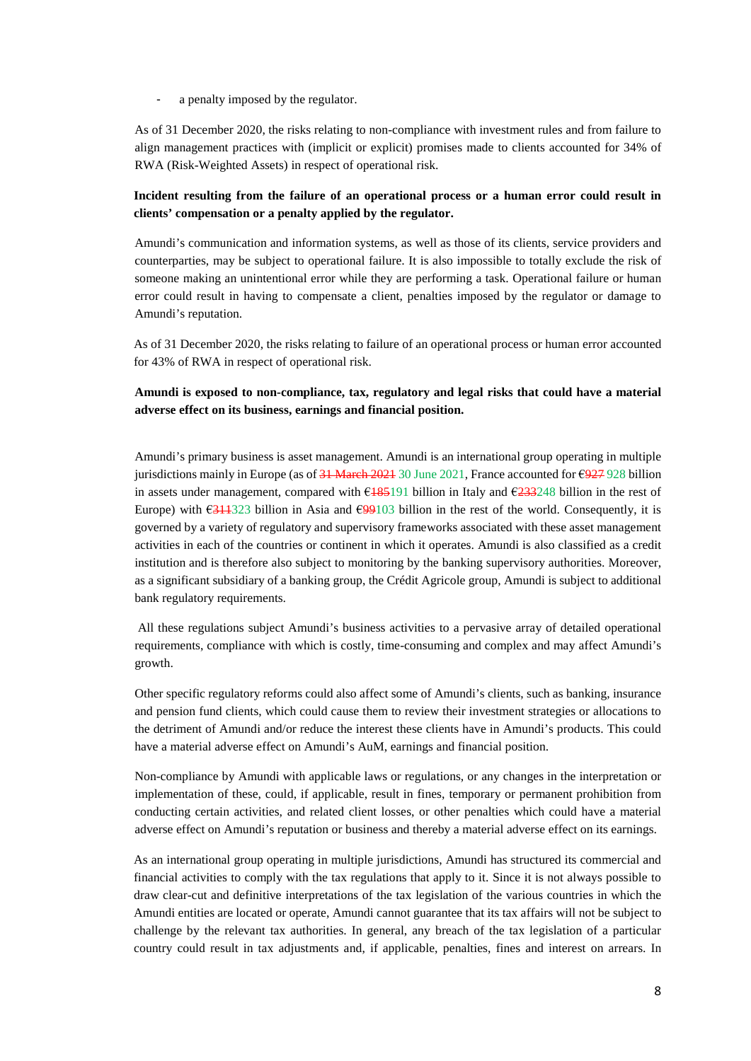- a penalty imposed by the regulator.

As of 31 December 2020, the risks relating to non-compliance with investment rules and from failure to align management practices with (implicit or explicit) promises made to clients accounted for 34% of RWA (Risk-Weighted Assets) in respect of operational risk.

**Incident resulting from the failure of an operational process or a human error could result in clients' compensation or a penalty applied by the regulator.**

Amundi's communication and information systems, as well as those of its clients, service providers and counterparties, may be subject to operational failure. It is also impossible to totally exclude the risk of someone making an unintentional error while they are performing a task. Operational failure or human error could result in having to compensate a client, penalties imposed by the regulator or damage to Amundi's reputation.

As of 31 December 2020, the risks relating to failure of an operational process or human error accounted for 43% of RWA in respect of operational risk.

**Amundi is exposed to non-compliance, tax, regulatory and legal risks that could have a material adverse effect on its business, earnings and financial position.**

Amundi's primary business is asset management. Amundi is an international group operating in multiple jurisdictions mainly in Europe (as of ~~31 March 2021~~ 30 June 2021, France accounted for €~~927~~ 928 billion in assets under management, compared with €~~185~~191 billion in Italy and €~~233~~248 billion in the rest of Europe) with €~~311~~323 billion in Asia and €~~99~~103 billion in the rest of the world. Consequently, it is governed by a variety of regulatory and supervisory frameworks associated with these asset management activities in each of the countries or continent in which it operates. Amundi is also classified as a credit institution and is therefore also subject to monitoring by the banking supervisory authorities. Moreover, as a significant subsidiary of a banking group, the Crédit Agricole group, Amundi is subject to additional bank regulatory requirements.

All these regulations subject Amundi's business activities to a pervasive array of detailed operational requirements, compliance with which is costly, time-consuming and complex and may affect Amundi's growth.

Other specific regulatory reforms could also affect some of Amundi's clients, such as banking, insurance and pension fund clients, which could cause them to review their investment strategies or allocations to the detriment of Amundi and/or reduce the interest these clients have in Amundi's products. This could have a material adverse effect on Amundi's AuM, earnings and financial position.

Non-compliance by Amundi with applicable laws or regulations, or any changes in the interpretation or implementation of these, could, if applicable, result in fines, temporary or permanent prohibition from conducting certain activities, and related client losses, or other penalties which could have a material adverse effect on Amundi's reputation or business and thereby a material adverse effect on its earnings.

As an international group operating in multiple jurisdictions, Amundi has structured its commercial and financial activities to comply with the tax regulations that apply to it. Since it is not always possible to draw clear-cut and definitive interpretations of the tax legislation of the various countries in which the Amundi entities are located or operate, Amundi cannot guarantee that its tax affairs will not be subject to challenge by the relevant tax authorities. In general, any breach of the tax legislation of a particular country could result in tax adjustments and, if applicable, penalties, fines and interest on arrears. In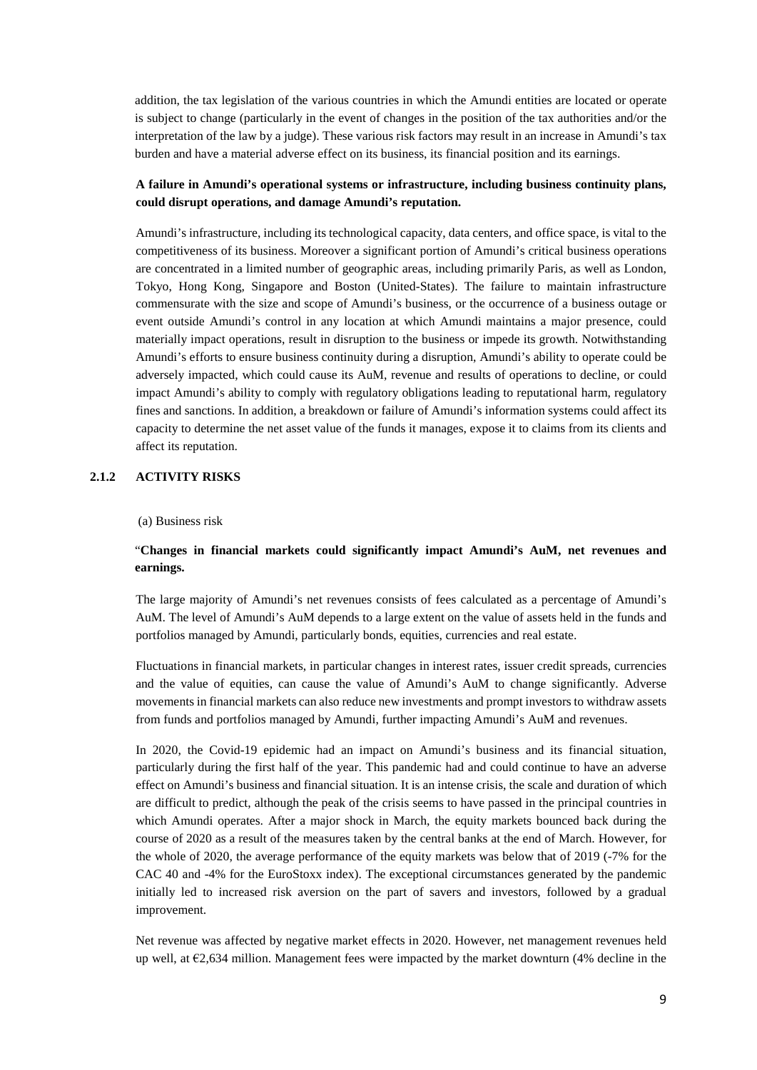addition, the tax legislation of the various countries in which the Amundi entities are located or operate is subject to change (particularly in the event of changes in the position of the tax authorities and/or the interpretation of the law by a judge). These various risk factors may result in an increase in Amundi's tax burden and have a material adverse effect on its business, its financial position and its earnings.

**A failure in Amundi's operational systems or infrastructure, including business continuity plans, could disrupt operations, and damage Amundi's reputation.**

Amundi's infrastructure, including its technological capacity, data centers, and office space, is vital to the competitiveness of its business. Moreover a significant portion of Amundi's critical business operations are concentrated in a limited number of geographic areas, including primarily Paris, as well as London, Tokyo, Hong Kong, Singapore and Boston (United-States). The failure to maintain infrastructure commensurate with the size and scope of Amundi's business, or the occurrence of a business outage or event outside Amundi's control in any location at which Amundi maintains a major presence, could materially impact operations, result in disruption to the business or impede its growth. Notwithstanding Amundi's efforts to ensure business continuity during a disruption, Amundi's ability to operate could be adversely impacted, which could cause its AuM, revenue and results of operations to decline, or could impact Amundi's ability to comply with regulatory obligations leading to reputational harm, regulatory fines and sanctions. In addition, a breakdown or failure of Amundi's information systems could affect its capacity to determine the net asset value of the funds it manages, expose it to claims from its clients and affect its reputation.

### 2.1.2 ACTIVITY RISKS

(a) Business risk

"**Changes in financial markets could significantly impact Amundi's AuM, net revenues and earnings.**

The large majority of Amundi's net revenues consists of fees calculated as a percentage of Amundi's AuM. The level of Amundi's AuM depends to a large extent on the value of assets held in the funds and portfolios managed by Amundi, particularly bonds, equities, currencies and real estate.

Fluctuations in financial markets, in particular changes in interest rates, issuer credit spreads, currencies and the value of equities, can cause the value of Amundi's AuM to change significantly. Adverse movements in financial markets can also reduce new investments and prompt investors to withdraw assets from funds and portfolios managed by Amundi, further impacting Amundi's AuM and revenues.

In 2020, the Covid-19 epidemic had an impact on Amundi's business and its financial situation, particularly during the first half of the year. This pandemic had and could continue to have an adverse effect on Amundi's business and financial situation. It is an intense crisis, the scale and duration of which are difficult to predict, although the peak of the crisis seems to have passed in the principal countries in which Amundi operates. After a major shock in March, the equity markets bounced back during the course of 2020 as a result of the measures taken by the central banks at the end of March. However, for the whole of 2020, the average performance of the equity markets was below that of 2019 (-7% for the CAC 40 and -4% for the EuroStoxx index). The exceptional circumstances generated by the pandemic initially led to increased risk aversion on the part of savers and investors, followed by a gradual improvement.

Net revenue was affected by negative market effects in 2020. However, net management revenues held up well, at €2,634 million. Management fees were impacted by the market downturn (4% decline in the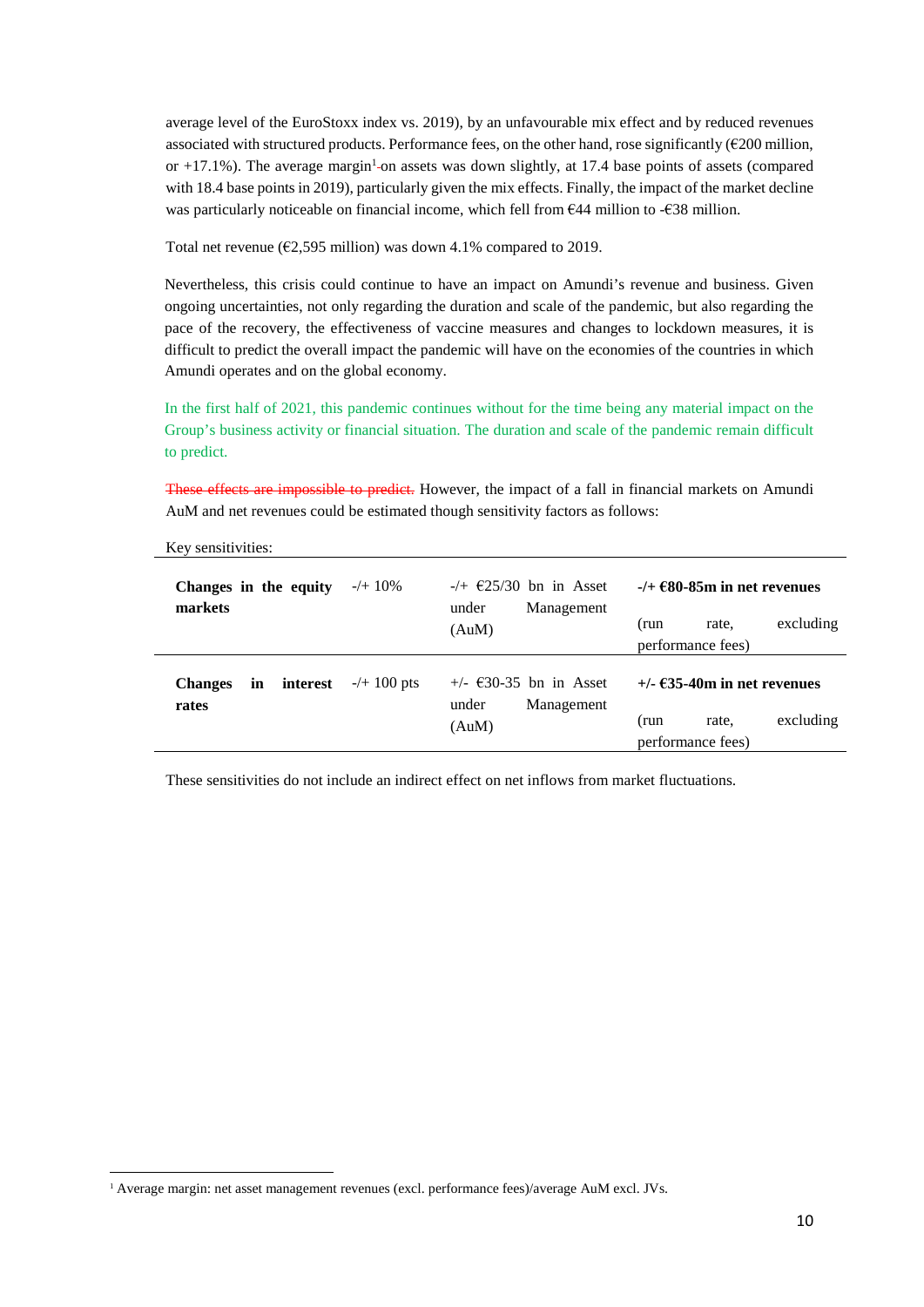average level of the EuroStoxx index vs. 2019), by an unfavourable mix effect and by reduced revenues associated with structured products. Performance fees, on the other hand, rose significantly (€200 million, or +17.1%). The average margin[1] on assets was down slightly, at 17.4 base points of assets (compared with 18.4 base points in 2019), particularly given the mix effects. Finally, the impact of the market decline was particularly noticeable on financial income, which fell from €44 million to -€38 million.

Total net revenue (€2,595 million) was down 4.1% compared to 2019.

Nevertheless, this crisis could continue to have an impact on Amundi's revenue and business. Given ongoing uncertainties, not only regarding the duration and scale of the pandemic, but also regarding the pace of the recovery, the effectiveness of vaccine measures and changes to lockdown measures, it is difficult to predict the overall impact the pandemic will have on the economies of the countries in which Amundi operates and on the global economy.

In the first half of 2021, this pandemic continues without for the time being any material impact on the Group's business activity or financial situation. The duration and scale of the pandemic remain difficult to predict.

~~These effects are impossible to predict.~~ However, the impact of a fall in financial markets on Amundi AuM and net revenues could be estimated though sensitivity factors as follows:

Key sensitivities:

| | | | |
|---|---|---|---|
| **Changes in the equity markets** | -/+ 10% | -/+ €25/30 bn in Asset under Management (AuM) | **-/+ €80-85m in net revenues**<br>(run rate, excluding performance fees) |
| **Changes in interest rates** | -/+ 100 pts | +/- €30-35 bn in Asset under Management (AuM) | **+/- €35-40m in net revenues**<br>(run rate, excluding performance fees) |

These sensitivities do not include an indirect effect on net inflows from market fluctuations.

[1] Average margin: net asset management revenues (excl. performance fees)/average AuM excl. JVs.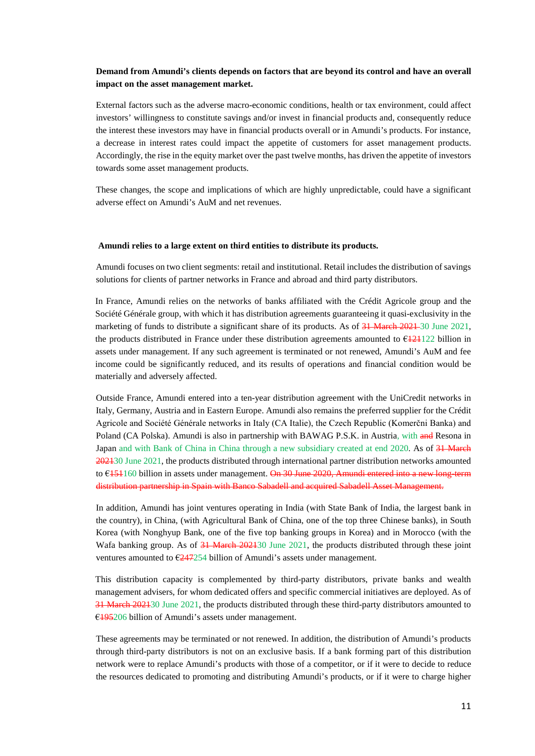**Demand from Amundi's clients depends on factors that are beyond its control and have an overall impact on the asset management market.**

External factors such as the adverse macro-economic conditions, health or tax environment, could affect investors' willingness to constitute savings and/or invest in financial products and, consequently reduce the interest these investors may have in financial products overall or in Amundi's products. For instance, a decrease in interest rates could impact the appetite of customers for asset management products. Accordingly, the rise in the equity market over the past twelve months, has driven the appetite of investors towards some asset management products.

These changes, the scope and implications of which are highly unpredictable, could have a significant adverse effect on Amundi's AuM and net revenues.

**Amundi relies to a large extent on third entities to distribute its products.**

Amundi focuses on two client segments: retail and institutional. Retail includes the distribution of savings solutions for clients of partner networks in France and abroad and third party distributors.

In France, Amundi relies on the networks of banks affiliated with the Crédit Agricole group and the Société Générale group, with which it has distribution agreements guaranteeing it quasi-exclusivity in the marketing of funds to distribute a significant share of its products. As of ~~31 March 2021~~ 30 June 2021, the products distributed in France under these distribution agreements amounted to €~~121~~122 billion in assets under management. If any such agreement is terminated or not renewed, Amundi's AuM and fee income could be significantly reduced, and its results of operations and financial condition would be materially and adversely affected.

Outside France, Amundi entered into a ten-year distribution agreement with the UniCredit networks in Italy, Germany, Austria and in Eastern Europe. Amundi also remains the preferred supplier for the Crédit Agricole and Société Générale networks in Italy (CA Italie), the Czech Republic (Komerčni Banka) and Poland (CA Polska). Amundi is also in partnership with BAWAG P.S.K. in Austria, with ~~and~~ Resona in Japan and with Bank of China in China through a new subsidiary created at end 2020. As of ~~31 March 2021~~30 June 2021, the products distributed through international partner distribution networks amounted to €~~151~~160 billion in assets under management. ~~On 30 June 2020, Amundi entered into a new long-term distribution partnership in Spain with Banco Sabadell and acquired Sabadell Asset Management.~~

In addition, Amundi has joint ventures operating in India (with State Bank of India, the largest bank in the country), in China, (with Agricultural Bank of China, one of the top three Chinese banks), in South Korea (with Nonghyup Bank, one of the five top banking groups in Korea) and in Morocco (with the Wafa banking group. As of ~~31 March 2021~~30 June 2021, the products distributed through these joint ventures amounted to €~~247~~254 billion of Amundi's assets under management.

This distribution capacity is complemented by third-party distributors, private banks and wealth management advisers, for whom dedicated offers and specific commercial initiatives are deployed. As of ~~31 March 2021~~30 June 2021, the products distributed through these third-party distributors amounted to €~~195~~206 billion of Amundi's assets under management.

These agreements may be terminated or not renewed. In addition, the distribution of Amundi's products through third-party distributors is not on an exclusive basis. If a bank forming part of this distribution network were to replace Amundi's products with those of a competitor, or if it were to decide to reduce the resources dedicated to promoting and distributing Amundi's products, or if it were to charge higher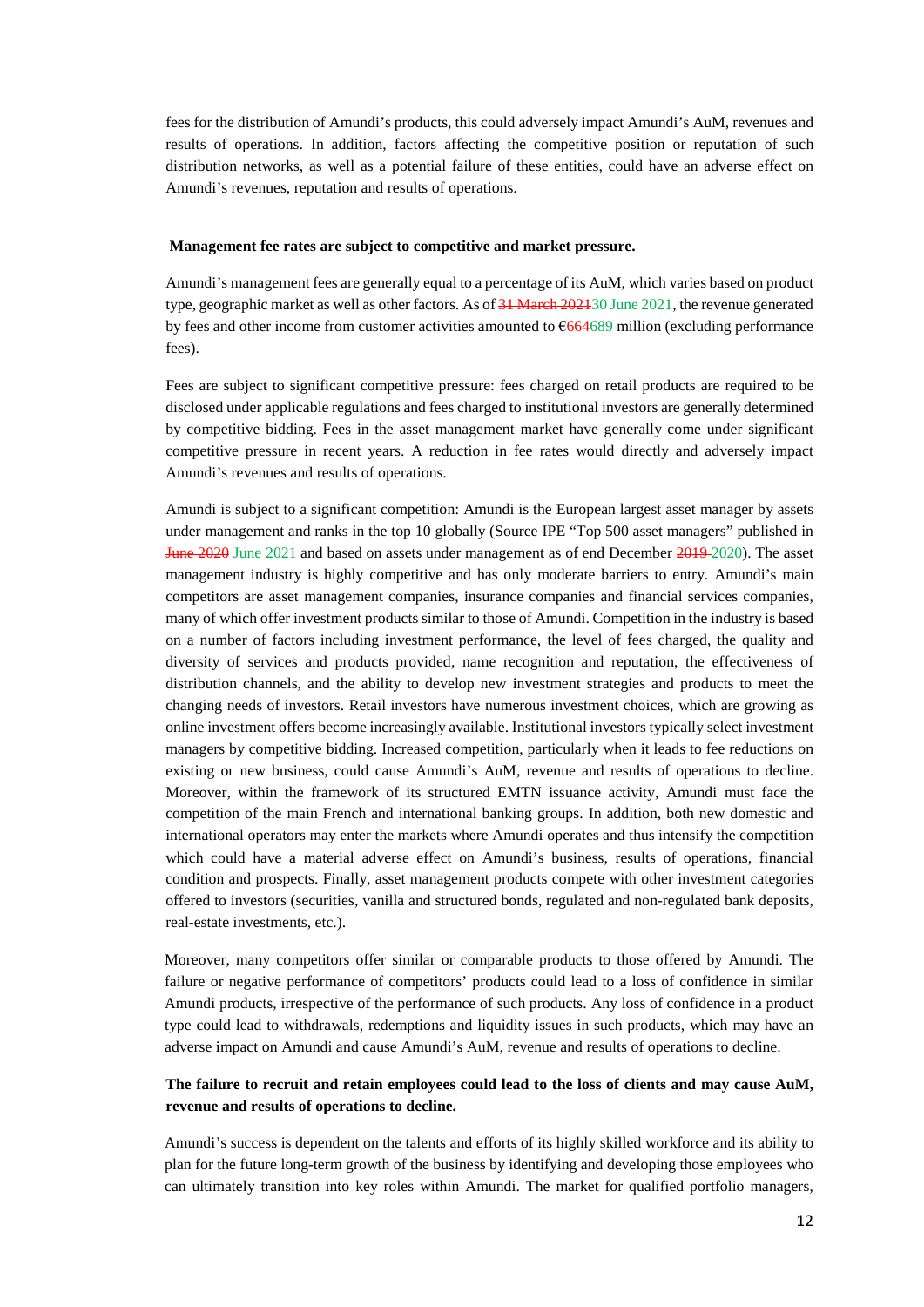fees for the distribution of Amundi's products, this could adversely impact Amundi's AuM, revenues and results of operations. In addition, factors affecting the competitive position or reputation of such distribution networks, as well as a potential failure of these entities, could have an adverse effect on Amundi's revenues, reputation and results of operations.

**Management fee rates are subject to competitive and market pressure.**

Amundi's management fees are generally equal to a percentage of its AuM, which varies based on product type, geographic market as well as other factors. As of ~~31 March 2021~~30 June 2021, the revenue generated by fees and other income from customer activities amounted to €~~664~~689 million (excluding performance fees).

Fees are subject to significant competitive pressure: fees charged on retail products are required to be disclosed under applicable regulations and fees charged to institutional investors are generally determined by competitive bidding. Fees in the asset management market have generally come under significant competitive pressure in recent years. A reduction in fee rates would directly and adversely impact Amundi's revenues and results of operations.

Amundi is subject to a significant competition: Amundi is the European largest asset manager by assets under management and ranks in the top 10 globally (Source IPE "Top 500 asset managers" published in ~~June 2020~~ June 2021 and based on assets under management as of end December ~~2019~~ 2020). The asset management industry is highly competitive and has only moderate barriers to entry. Amundi's main competitors are asset management companies, insurance companies and financial services companies, many of which offer investment products similar to those of Amundi. Competition in the industry is based on a number of factors including investment performance, the level of fees charged, the quality and diversity of services and products provided, name recognition and reputation, the effectiveness of distribution channels, and the ability to develop new investment strategies and products to meet the changing needs of investors. Retail investors have numerous investment choices, which are growing as online investment offers become increasingly available. Institutional investors typically select investment managers by competitive bidding. Increased competition, particularly when it leads to fee reductions on existing or new business, could cause Amundi's AuM, revenue and results of operations to decline. Moreover, within the framework of its structured EMTN issuance activity, Amundi must face the competition of the main French and international banking groups. In addition, both new domestic and international operators may enter the markets where Amundi operates and thus intensify the competition which could have a material adverse effect on Amundi's business, results of operations, financial condition and prospects. Finally, asset management products compete with other investment categories offered to investors (securities, vanilla and structured bonds, regulated and non-regulated bank deposits, real-estate investments, etc.).

Moreover, many competitors offer similar or comparable products to those offered by Amundi. The failure or negative performance of competitors' products could lead to a loss of confidence in similar Amundi products, irrespective of the performance of such products. Any loss of confidence in a product type could lead to withdrawals, redemptions and liquidity issues in such products, which may have an adverse impact on Amundi and cause Amundi's AuM, revenue and results of operations to decline.

**The failure to recruit and retain employees could lead to the loss of clients and may cause AuM, revenue and results of operations to decline.**

Amundi's success is dependent on the talents and efforts of its highly skilled workforce and its ability to plan for the future long-term growth of the business by identifying and developing those employees who can ultimately transition into key roles within Amundi. The market for qualified portfolio managers,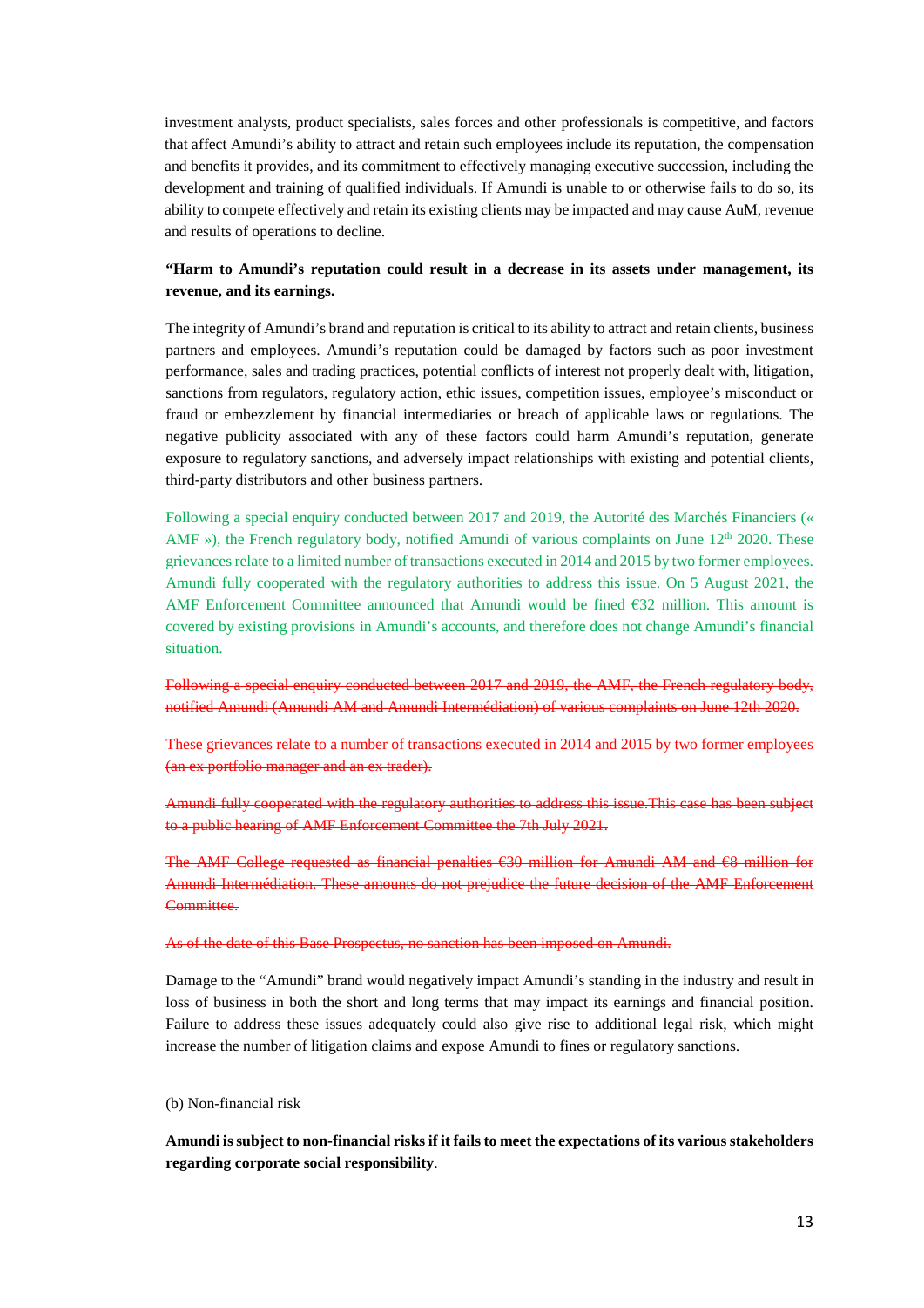investment analysts, product specialists, sales forces and other professionals is competitive, and factors that affect Amundi's ability to attract and retain such employees include its reputation, the compensation and benefits it provides, and its commitment to effectively managing executive succession, including the development and training of qualified individuals. If Amundi is unable to or otherwise fails to do so, its ability to compete effectively and retain its existing clients may be impacted and may cause AuM, revenue and results of operations to decline.

**"Harm to Amundi's reputation could result in a decrease in its assets under management, its revenue, and its earnings.**

The integrity of Amundi's brand and reputation is critical to its ability to attract and retain clients, business partners and employees. Amundi's reputation could be damaged by factors such as poor investment performance, sales and trading practices, potential conflicts of interest not properly dealt with, litigation, sanctions from regulators, regulatory action, ethic issues, competition issues, employee's misconduct or fraud or embezzlement by financial intermediaries or breach of applicable laws or regulations. The negative publicity associated with any of these factors could harm Amundi's reputation, generate exposure to regulatory sanctions, and adversely impact relationships with existing and potential clients, third-party distributors and other business partners.

Following a special enquiry conducted between 2017 and 2019, the Autorité des Marchés Financiers (« AMF »), the French regulatory body, notified Amundi of various complaints on June 12th 2020. These grievances relate to a limited number of transactions executed in 2014 and 2015 by two former employees. Amundi fully cooperated with the regulatory authorities to address this issue. On 5 August 2021, the AMF Enforcement Committee announced that Amundi would be fined €32 million. This amount is covered by existing provisions in Amundi's accounts, and therefore does not change Amundi's financial situation.

~~Following a special enquiry conducted between 2017 and 2019, the AMF, the French regulatory body, notified Amundi (Amundi AM and Amundi Intermédiation) of various complaints on June 12th 2020.~~

~~These grievances relate to a number of transactions executed in 2014 and 2015 by two former employees (an ex portfolio manager and an ex trader).~~

~~Amundi fully cooperated with the regulatory authorities to address this issue.This case has been subject to a public hearing of AMF Enforcement Committee the 7th July 2021.~~

~~The AMF College requested as financial penalties €30 million for Amundi AM and €8 million for Amundi Intermédiation. These amounts do not prejudice the future decision of the AMF Enforcement Committee.~~

~~As of the date of this Base Prospectus, no sanction has been imposed on Amundi.~~

Damage to the "Amundi" brand would negatively impact Amundi's standing in the industry and result in loss of business in both the short and long terms that may impact its earnings and financial position. Failure to address these issues adequately could also give rise to additional legal risk, which might increase the number of litigation claims and expose Amundi to fines or regulatory sanctions.

(b) Non-financial risk

**Amundi is subject to non-financial risks if it fails to meet the expectations of its various stakeholders regarding corporate social responsibility**.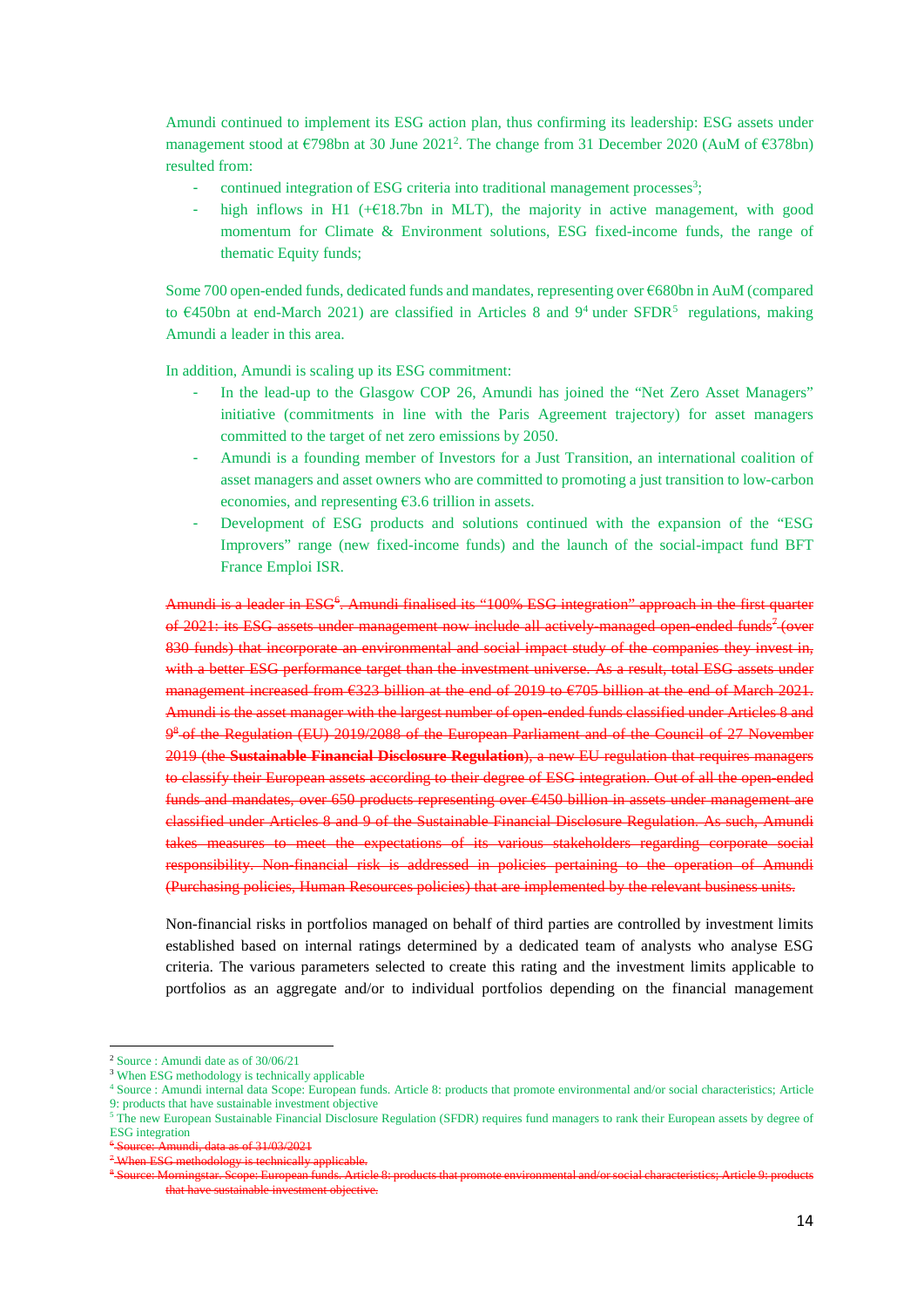Amundi continued to implement its ESG action plan, thus confirming its leadership: ESG assets under management stood at €798bn at 30 June 2021[2]. The change from 31 December 2020 (AuM of €378bn) resulted from:

- continued integration of ESG criteria into traditional management processes[3];
- high inflows in H1 (+€18.7bn in MLT), the majority in active management, with good momentum for Climate & Environment solutions, ESG fixed-income funds, the range of thematic Equity funds;

Some 700 open-ended funds, dedicated funds and mandates, representing over €680bn in AuM (compared to €450bn at end-March 2021) are classified in Articles 8 and 9[4] under SFDR[5] regulations, making Amundi a leader in this area.

In addition, Amundi is scaling up its ESG commitment:

- In the lead-up to the Glasgow COP 26, Amundi has joined the "Net Zero Asset Managers" initiative (commitments in line with the Paris Agreement trajectory) for asset managers committed to the target of net zero emissions by 2050.
- Amundi is a founding member of Investors for a Just Transition, an international coalition of asset managers and asset owners who are committed to promoting a just transition to low-carbon economies, and representing €3.6 trillion in assets.
- Development of ESG products and solutions continued with the expansion of the "ESG Improvers" range (new fixed-income funds) and the launch of the social-impact fund BFT France Emploi ISR.

~~Amundi is a leader in ESG[6]. Amundi finalised its "100% ESG integration" approach in the first quarter of 2021: its ESG assets under management now include all actively-managed open-ended funds[7] (over 830 funds) that incorporate an environmental and social impact study of the companies they invest in, with a better ESG performance target than the investment universe. As a result, total ESG assets under management increased from €323 billion at the end of 2019 to €705 billion at the end of March 2021. Amundi is the asset manager with the largest number of open-ended funds classified under Articles 8 and 9[8] of the Regulation (EU) 2019/2088 of the European Parliament and of the Council of 27 November 2019 (the **Sustainable Financial Disclosure Regulation**), a new EU regulation that requires managers to classify their European assets according to their degree of ESG integration. Out of all the open-ended funds and mandates, over 650 products representing over €450 billion in assets under management are classified under Articles 8 and 9 of the Sustainable Financial Disclosure Regulation. As such, Amundi takes measures to meet the expectations of its various stakeholders regarding corporate social responsibility. Non-financial risk is addressed in policies pertaining to the operation of Amundi (Purchasing policies, Human Resources policies) that are implemented by the relevant business units.~~

Non-financial risks in portfolios managed on behalf of third parties are controlled by investment limits established based on internal ratings determined by a dedicated team of analysts who analyse ESG criteria. The various parameters selected to create this rating and the investment limits applicable to portfolios as an aggregate and/or to individual portfolios depending on the financial management

---

[2] Source : Amundi date as of 30/06/21

[3] When ESG methodology is technically applicable

[4] Source : Amundi internal data Scope: European funds. Article 8: products that promote environmental and/or social characteristics; Article 9: products that have sustainable investment objective

[5] The new European Sustainable Financial Disclosure Regulation (SFDR) requires fund managers to rank their European assets by degree of ESG integration

~~[6] Source: Amundi, data as of 31/03/2021~~

~~[7] When ESG methodology is technically applicable.~~

~~[8] Source: Morningstar. Scope: European funds. Article 8: products that promote environmental and/or social characteristics; Article 9: products that have sustainable investment objective.~~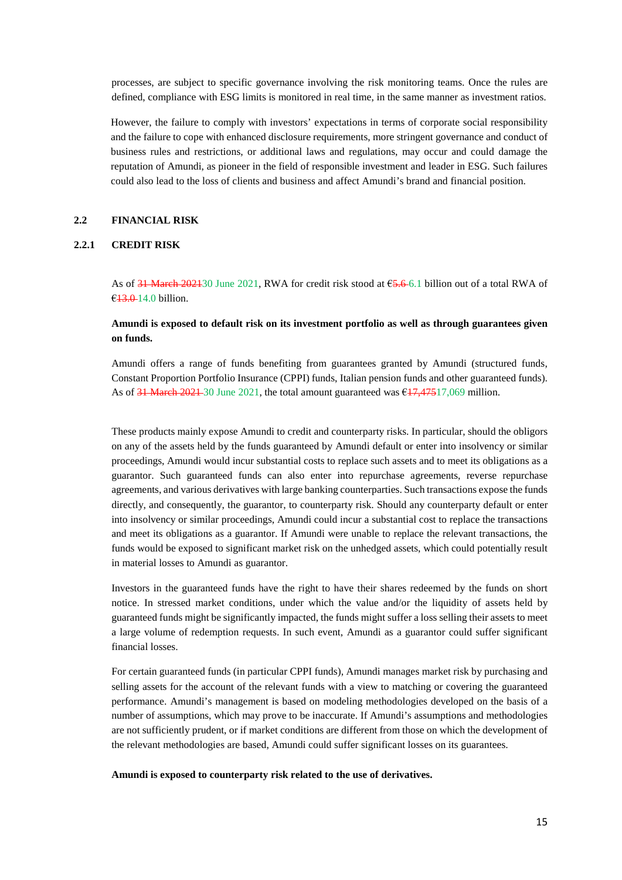processes, are subject to specific governance involving the risk monitoring teams. Once the rules are defined, compliance with ESG limits is monitored in real time, in the same manner as investment ratios.

However, the failure to comply with investors' expectations in terms of corporate social responsibility and the failure to cope with enhanced disclosure requirements, more stringent governance and conduct of business rules and restrictions, or additional laws and regulations, may occur and could damage the reputation of Amundi, as pioneer in the field of responsible investment and leader in ESG. Such failures could also lead to the loss of clients and business and affect Amundi's brand and financial position.

## 2.2 FINANCIAL RISK

### 2.2.1 CREDIT RISK

As of ~~31 March 2021~~30 June 2021, RWA for credit risk stood at €~~5.6~~ 6.1 billion out of a total RWA of €~~13.0~~ 14.0 billion.

**Amundi is exposed to default risk on its investment portfolio as well as through guarantees given on funds.**

Amundi offers a range of funds benefiting from guarantees granted by Amundi (structured funds, Constant Proportion Portfolio Insurance (CPPI) funds, Italian pension funds and other guaranteed funds). As of ~~31 March 2021~~ 30 June 2021, the total amount guaranteed was €~~17,475~~17,069 million.

These products mainly expose Amundi to credit and counterparty risks. In particular, should the obligors on any of the assets held by the funds guaranteed by Amundi default or enter into insolvency or similar proceedings, Amundi would incur substantial costs to replace such assets and to meet its obligations as a guarantor. Such guaranteed funds can also enter into repurchase agreements, reverse repurchase agreements, and various derivatives with large banking counterparties. Such transactions expose the funds directly, and consequently, the guarantor, to counterparty risk. Should any counterparty default or enter into insolvency or similar proceedings, Amundi could incur a substantial cost to replace the transactions and meet its obligations as a guarantor. If Amundi were unable to replace the relevant transactions, the funds would be exposed to significant market risk on the unhedged assets, which could potentially result in material losses to Amundi as guarantor.

Investors in the guaranteed funds have the right to have their shares redeemed by the funds on short notice. In stressed market conditions, under which the value and/or the liquidity of assets held by guaranteed funds might be significantly impacted, the funds might suffer a loss selling their assets to meet a large volume of redemption requests. In such event, Amundi as a guarantor could suffer significant financial losses.

For certain guaranteed funds (in particular CPPI funds), Amundi manages market risk by purchasing and selling assets for the account of the relevant funds with a view to matching or covering the guaranteed performance. Amundi's management is based on modeling methodologies developed on the basis of a number of assumptions, which may prove to be inaccurate. If Amundi's assumptions and methodologies are not sufficiently prudent, or if market conditions are different from those on which the development of the relevant methodologies are based, Amundi could suffer significant losses on its guarantees.

**Amundi is exposed to counterparty risk related to the use of derivatives.**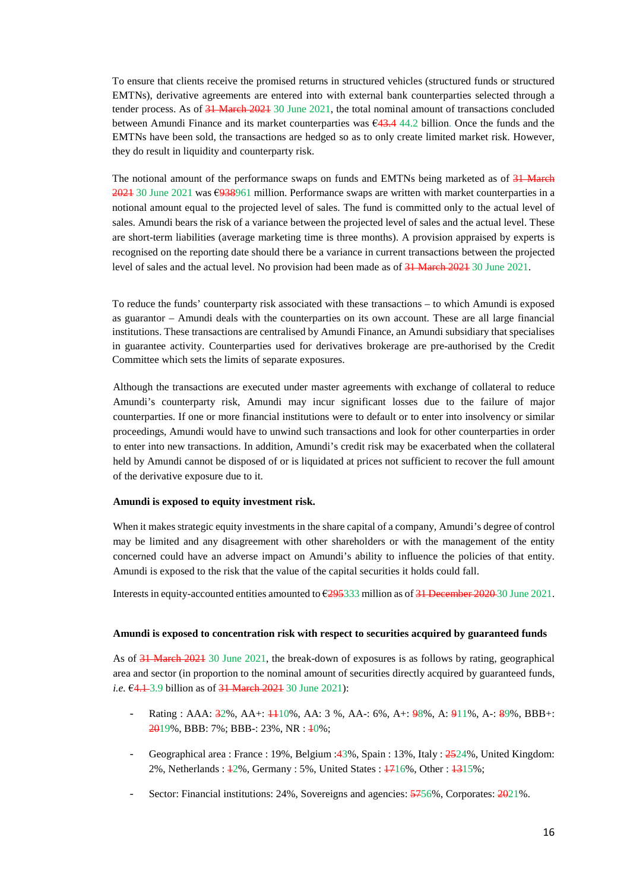To ensure that clients receive the promised returns in structured vehicles (structured funds or structured EMTNs), derivative agreements are entered into with external bank counterparties selected through a tender process. As of ~~31 March 2021~~ 30 June 2021, the total nominal amount of transactions concluded between Amundi Finance and its market counterparties was €~~43.4~~ 44.2 billion. Once the funds and the EMTNs have been sold, the transactions are hedged so as to only create limited market risk. However, they do result in liquidity and counterparty risk.

The notional amount of the performance swaps on funds and EMTNs being marketed as of ~~31 March 2021~~ 30 June 2021 was €~~938~~961 million. Performance swaps are written with market counterparties in a notional amount equal to the projected level of sales. The fund is committed only to the actual level of sales. Amundi bears the risk of a variance between the projected level of sales and the actual level. These are short-term liabilities (average marketing time is three months). A provision appraised by experts is recognised on the reporting date should there be a variance in current transactions between the projected level of sales and the actual level. No provision had been made as of ~~31 March 2021~~ 30 June 2021.

To reduce the funds' counterparty risk associated with these transactions – to which Amundi is exposed as guarantor – Amundi deals with the counterparties on its own account. These are all large financial institutions. These transactions are centralised by Amundi Finance, an Amundi subsidiary that specialises in guarantee activity. Counterparties used for derivatives brokerage are pre-authorised by the Credit Committee which sets the limits of separate exposures.

Although the transactions are executed under master agreements with exchange of collateral to reduce Amundi's counterparty risk, Amundi may incur significant losses due to the failure of major counterparties. If one or more financial institutions were to default or to enter into insolvency or similar proceedings, Amundi would have to unwind such transactions and look for other counterparties in order to enter into new transactions. In addition, Amundi's credit risk may be exacerbated when the collateral held by Amundi cannot be disposed of or is liquidated at prices not sufficient to recover the full amount of the derivative exposure due to it.

**Amundi is exposed to equity investment risk.**

When it makes strategic equity investments in the share capital of a company, Amundi's degree of control may be limited and any disagreement with other shareholders or with the management of the entity concerned could have an adverse impact on Amundi's ability to influence the policies of that entity. Amundi is exposed to the risk that the value of the capital securities it holds could fall.

Interests in equity-accounted entities amounted to €~~295~~333 million as of ~~31 December 2020~~ 30 June 2021.

**Amundi is exposed to concentration risk with respect to securities acquired by guaranteed funds**

As of ~~31 March 2021~~ 30 June 2021, the break-down of exposures is as follows by rating, geographical area and sector (in proportion to the nominal amount of securities directly acquired by guaranteed funds, *i.e.* €~~4.1~~ 3.9 billion as of ~~31 March 2021~~ 30 June 2021):

- Rating : AAA: ~~3~~2%, AA+: ~~11~~10%, AA: 3 %, AA-: 6%, A+: ~~9~~8%, A: ~~9~~11%, A-: ~~8~~9%, BBB+: ~~20~~19%, BBB: 7%; BBB-: 23%, NR : ~~1~~0%;
- Geographical area : France : 19%, Belgium :~~4~~3%, Spain : 13%, Italy : ~~25~~24%, United Kingdom: 2%, Netherlands : ~~1~~2%, Germany : 5%, United States : ~~17~~16%, Other : ~~13~~15%;
- Sector: Financial institutions: 24%, Sovereigns and agencies: ~~57~~56%, Corporates: ~~20~~21%.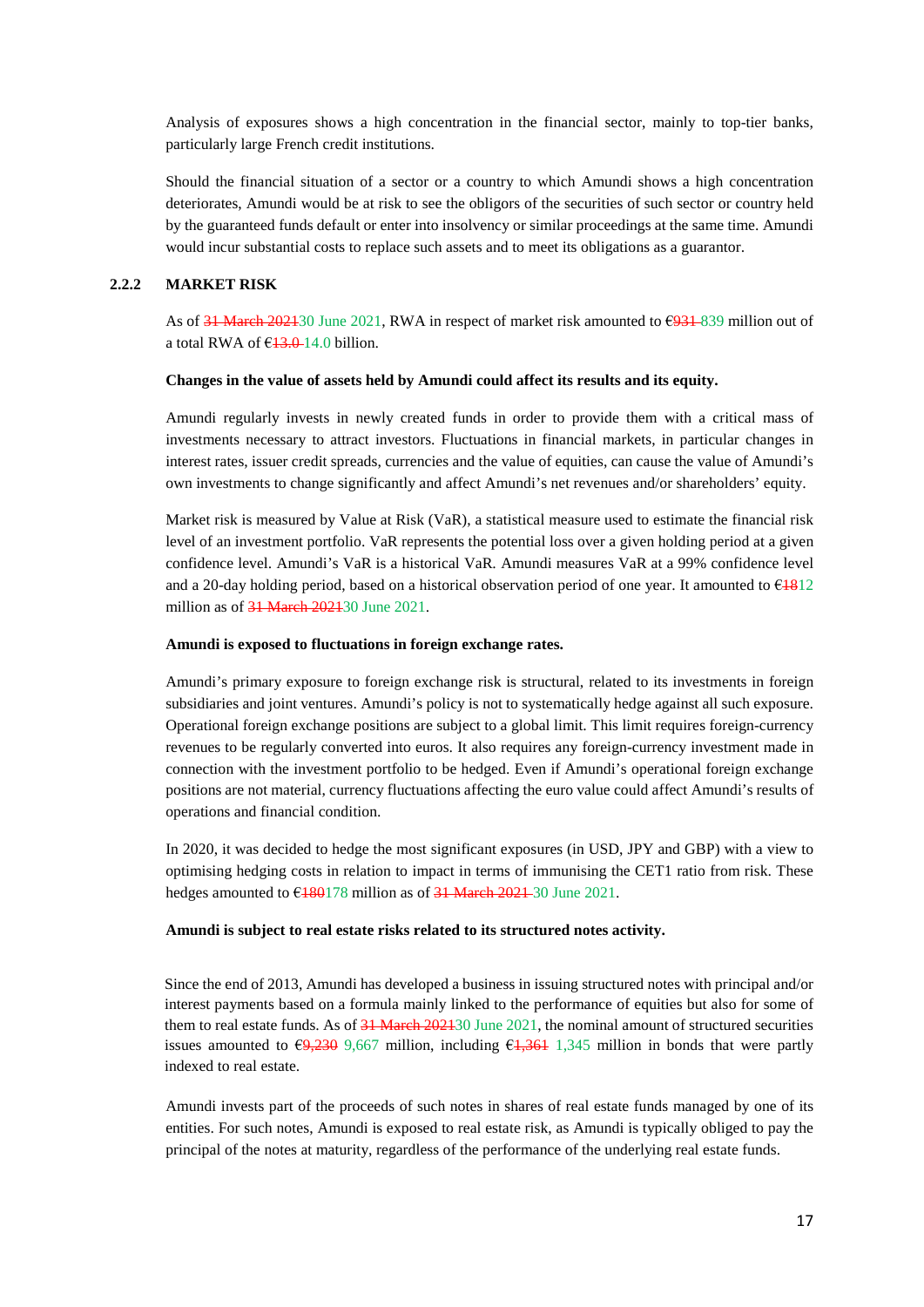Analysis of exposures shows a high concentration in the financial sector, mainly to top-tier banks, particularly large French credit institutions.

Should the financial situation of a sector or a country to which Amundi shows a high concentration deteriorates, Amundi would be at risk to see the obligors of the securities of such sector or country held by the guaranteed funds default or enter into insolvency or similar proceedings at the same time. Amundi would incur substantial costs to replace such assets and to meet its obligations as a guarantor.

### 2.2.2 MARKET RISK

As of ~~31 March 2021~~30 June 2021, RWA in respect of market risk amounted to €~~931~~ 839 million out of a total RWA of €~~13.0~~ 14.0 billion.

**Changes in the value of assets held by Amundi could affect its results and its equity.**

Amundi regularly invests in newly created funds in order to provide them with a critical mass of investments necessary to attract investors. Fluctuations in financial markets, in particular changes in interest rates, issuer credit spreads, currencies and the value of equities, can cause the value of Amundi's own investments to change significantly and affect Amundi's net revenues and/or shareholders' equity.

Market risk is measured by Value at Risk (VaR), a statistical measure used to estimate the financial risk level of an investment portfolio. VaR represents the potential loss over a given holding period at a given confidence level. Amundi's VaR is a historical VaR. Amundi measures VaR at a 99% confidence level and a 20-day holding period, based on a historical observation period of one year. It amounted to €~~18~~12 million as of ~~31 March 2021~~30 June 2021.

**Amundi is exposed to fluctuations in foreign exchange rates.**

Amundi's primary exposure to foreign exchange risk is structural, related to its investments in foreign subsidiaries and joint ventures. Amundi's policy is not to systematically hedge against all such exposure. Operational foreign exchange positions are subject to a global limit. This limit requires foreign-currency revenues to be regularly converted into euros. It also requires any foreign-currency investment made in connection with the investment portfolio to be hedged. Even if Amundi's operational foreign exchange positions are not material, currency fluctuations affecting the euro value could affect Amundi's results of operations and financial condition.

In 2020, it was decided to hedge the most significant exposures (in USD, JPY and GBP) with a view to optimising hedging costs in relation to impact in terms of immunising the CET1 ratio from risk. These hedges amounted to €~~180~~178 million as of ~~31 March 2021~~ 30 June 2021.

**Amundi is subject to real estate risks related to its structured notes activity.**

Since the end of 2013, Amundi has developed a business in issuing structured notes with principal and/or interest payments based on a formula mainly linked to the performance of equities but also for some of them to real estate funds. As of ~~31 March 2021~~30 June 2021, the nominal amount of structured securities issues amounted to €~~9,230~~ 9,667 million, including €~~1,361~~ 1,345 million in bonds that were partly indexed to real estate.

Amundi invests part of the proceeds of such notes in shares of real estate funds managed by one of its entities. For such notes, Amundi is exposed to real estate risk, as Amundi is typically obliged to pay the principal of the notes at maturity, regardless of the performance of the underlying real estate funds.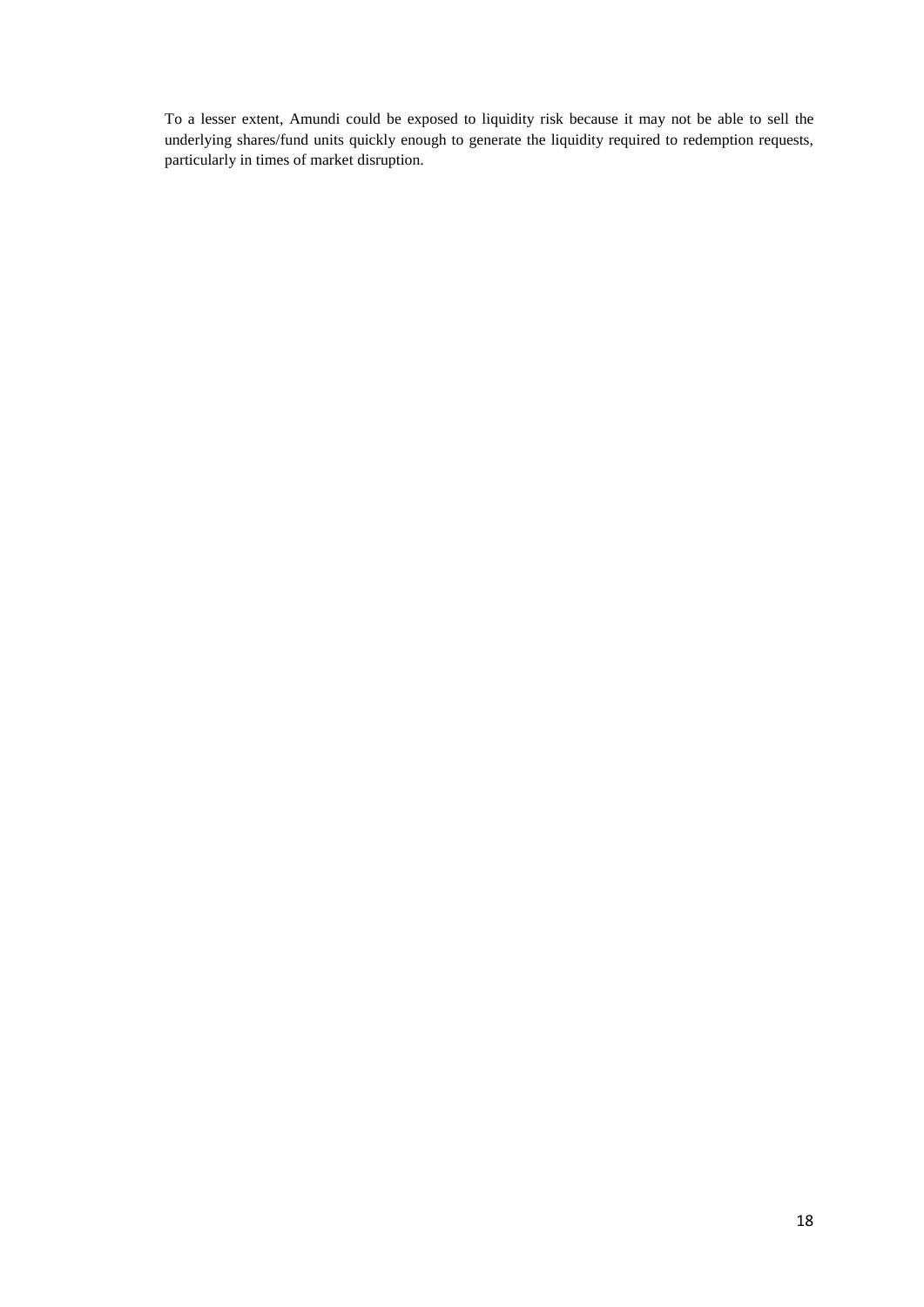To a lesser extent, Amundi could be exposed to liquidity risk because it may not be able to sell the underlying shares/fund units quickly enough to generate the liquidity required to redemption requests, particularly in times of market disruption.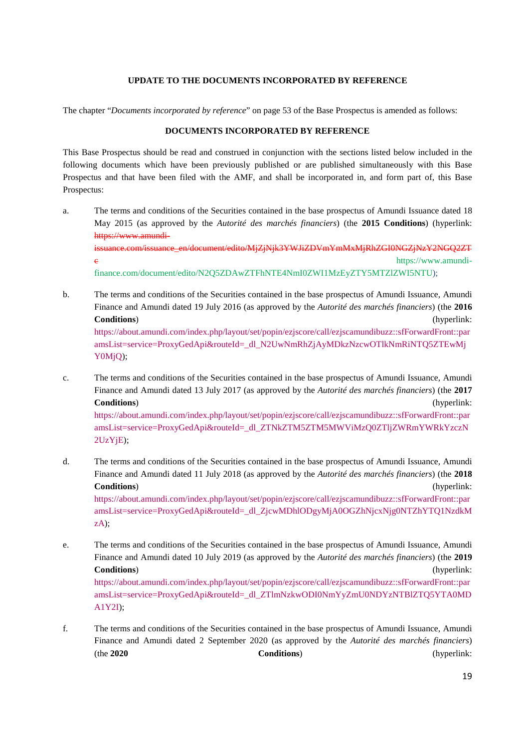**UPDATE TO THE DOCUMENTS INCORPORATED BY REFERENCE**

The chapter "*Documents incorporated by reference*" on page 53 of the Base Prospectus is amended as follows:

**DOCUMENTS INCORPORATED BY REFERENCE**

This Base Prospectus should be read and construed in conjunction with the sections listed below included in the following documents which have been previously published or are published simultaneously with this Base Prospectus and that have been filed with the AMF, and shall be incorporated in, and form part of, this Base Prospectus:

a. The terms and conditions of the Securities contained in the base prospectus of Amundi Issuance dated 18 May 2015 (as approved by the *Autorité des marchés financiers*) (the **2015 Conditions**) (hyperlink: ~~https://www.amundi-issuance.com/issuance_en/document/edito/MjZjNjk3YWJiZDVmYmMxMjRhZGI0NGZjNzY2NGQ2ZTc~~ https://www.amundi-finance.com/document/edito/N2Q5ZDAwZTFhNTE4NmI0ZWI1MzEyZTY5MTZlZWI5NTU);

b. The terms and conditions of the Securities contained in the base prospectus of Amundi Issuance, Amundi Finance and Amundi dated 19 July 2016 (as approved by the *Autorité des marchés financiers*) (the **2016 Conditions**) (hyperlink: https://about.amundi.com/index.php/layout/set/popin/ezjscore/call/ezjscamundibuzz::sfForwardFront::paramsList=service=ProxyGedApi&routeId=_dl_N2UwNmRhZjAyMDkzNzcwOTlkNmRiNTQ5ZTEwMjY0MjQ);

c. The terms and conditions of the Securities contained in the base prospectus of Amundi Issuance, Amundi Finance and Amundi dated 13 July 2017 (as approved by the *Autorité des marchés financiers*) (the **2017 Conditions**) (hyperlink: https://about.amundi.com/index.php/layout/set/popin/ezjscore/call/ezjscamundibuzz::sfForwardFront::paramsList=service=ProxyGedApi&routeId=_dl_ZTNkZTM5ZTM5MWViMzQ0ZTljZWRmYWRkYzczN2UzYjE);

d. The terms and conditions of the Securities contained in the base prospectus of Amundi Issuance, Amundi Finance and Amundi dated 11 July 2018 (as approved by the *Autorité des marchés financiers*) (the **2018 Conditions**) (hyperlink: https://about.amundi.com/index.php/layout/set/popin/ezjscore/call/ezjscamundibuzz::sfForwardFront::paramsList=service=ProxyGedApi&routeId=_dl_ZjcwMDhlODgyMjA0OGZhNjcxNjg0NTZhYTQ1NzdkMzA);

e. The terms and conditions of the Securities contained in the base prospectus of Amundi Issuance, Amundi Finance and Amundi dated 10 July 2019 (as approved by the *Autorité des marchés financiers*) (the **2019 Conditions**) (hyperlink: https://about.amundi.com/index.php/layout/set/popin/ezjscore/call/ezjscamundibuzz::sfForwardFront::paramsList=service=ProxyGedApi&routeId=_dl_ZTlmNzkwODI0NmYyZmU0NDYzNTBlZTQ5YTA0MDA1Y2I);

f. The terms and conditions of the Securities contained in the base prospectus of Amundi Issuance, Amundi Finance and Amundi dated 2 September 2020 (as approved by the *Autorité des marchés financiers*) (the **2020 Conditions**) (hyperlink: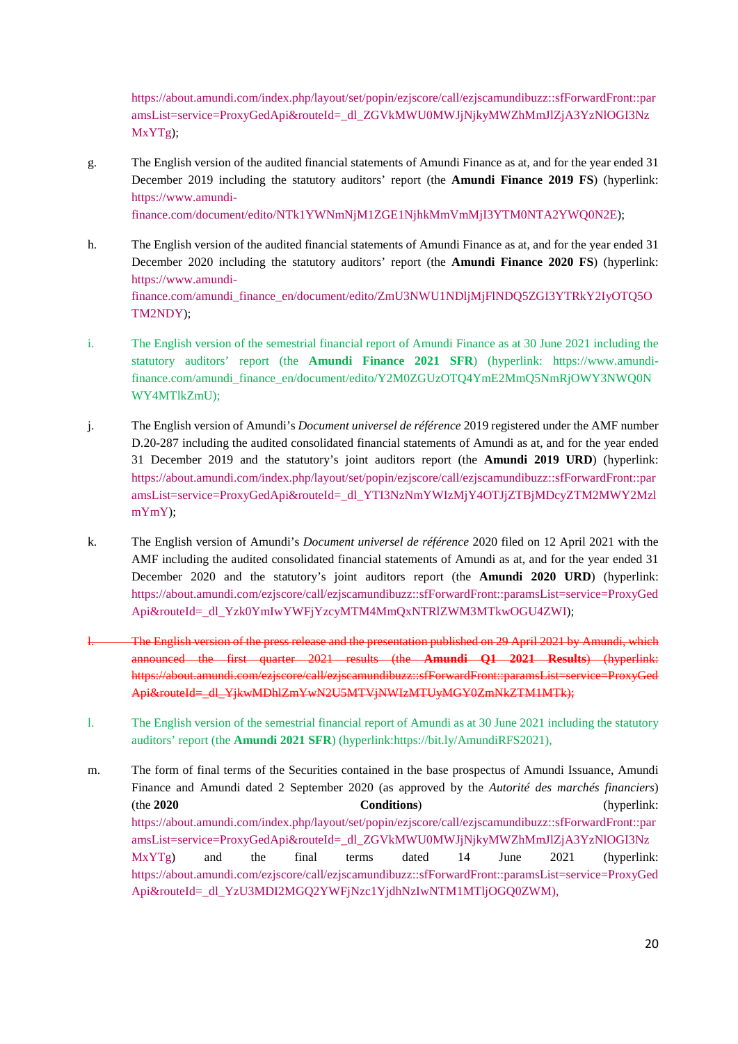https://about.amundi.com/index.php/layout/set/popin/ezjscore/call/ezjscamundibuzz::sfForwardFront::paramsList=service=ProxyGedApi&routeId=_dl_ZGVkMWU0MWJjNjkyMWZhMmJlZjA3YzNlOGI3NzMxYTg);

g. The English version of the audited financial statements of Amundi Finance as at, and for the year ended 31 December 2019 including the statutory auditors' report (the **Amundi Finance 2019 FS**) (hyperlink: https://www.amundi-finance.com/document/edito/NTk1YWNmNjM1ZGE1NjhkMmVmMjI3YTM0NTA2YWQ0N2E);

h. The English version of the audited financial statements of Amundi Finance as at, and for the year ended 31 December 2020 including the statutory auditors' report (the **Amundi Finance 2020 FS**) (hyperlink: https://www.amundi-finance.com/amundi_finance_en/document/edito/ZmU3NWU1NDljMjFlNDQ5ZGI3YTRkY2IyOTQ5OTM2NDY);

i. The English version of the semestrial financial report of Amundi Finance as at 30 June 2021 including the statutory auditors' report (the **Amundi Finance 2021 SFR**) (hyperlink: https://www.amundi-finance.com/amundi_finance_en/document/edito/Y2M0ZGUzOTQ4YmE2MmQ5NmRjOWY3NWQ0NWY4MTlkZmU);

j. The English version of Amundi's *Document universel de référence* 2019 registered under the AMF number D.20-287 including the audited consolidated financial statements of Amundi as at, and for the year ended 31 December 2019 and the statutory's joint auditors report (the **Amundi 2019 URD**) (hyperlink: https://about.amundi.com/index.php/layout/set/popin/ezjscore/call/ezjscamundibuzz::sfForwardFront::paramsList=service=ProxyGedApi&routeId=_dl_YTI3NzNmYWIzMjY4OTJjZTBjMDcyZTM2MWY2MzlmYmY);

k. The English version of Amundi's *Document universel de référence* 2020 filed on 12 April 2021 with the AMF including the audited consolidated financial statements of Amundi as at, and for the year ended 31 December 2020 and the statutory's joint auditors report (the **Amundi 2020 URD**) (hyperlink: https://about.amundi.com/ezjscore/call/ezjscamundibuzz::sfForwardFront::paramsList=service=ProxyGedApi&routeId=_dl_Yzk0YmIwYWFjYzcyMTM4MmQxNTRlZWM3MTkwOGU4ZWI);

~~l. The English version of the press release and the presentation published on 29 April 2021 by Amundi, which announced the first quarter 2021 results (the **Amundi Q1 2021 Results**) (hyperlink: https://about.amundi.com/ezjscore/call/ezjscamundibuzz::sfForwardFront::paramsList=service=ProxyGedApi&routeId=_dl_YjkwMDhlZmYwN2U5MTVjNWIzMTUyMGY0ZmNkZTM1MTk);~~

l. The English version of the semestrial financial report of Amundi as at 30 June 2021 including the statutory auditors' report (the **Amundi 2021 SFR**) (hyperlink:https://bit.ly/AmundiRFS2021),

m. The form of final terms of the Securities contained in the base prospectus of Amundi Issuance, Amundi Finance and Amundi dated 2 September 2020 (as approved by the *Autorité des marchés financiers*) (the **2020 Conditions**) (hyperlink: https://about.amundi.com/index.php/layout/set/popin/ezjscore/call/ezjscamundibuzz::sfForwardFront::paramsList=service=ProxyGedApi&routeId=_dl_ZGVkMWU0MWJjNjkyMWZhMmJlZjA3YzNlOGI3NzMxYTg) and the final terms dated 14 June 2021 (hyperlink: https://about.amundi.com/ezjscore/call/ezjscamundibuzz::sfForwardFront::paramsList=service=ProxyGedApi&routeId=_dl_YzU3MDI2MGQ2YWFjNzc1YjdhNzIwNTM1MTljOGQ0ZWM),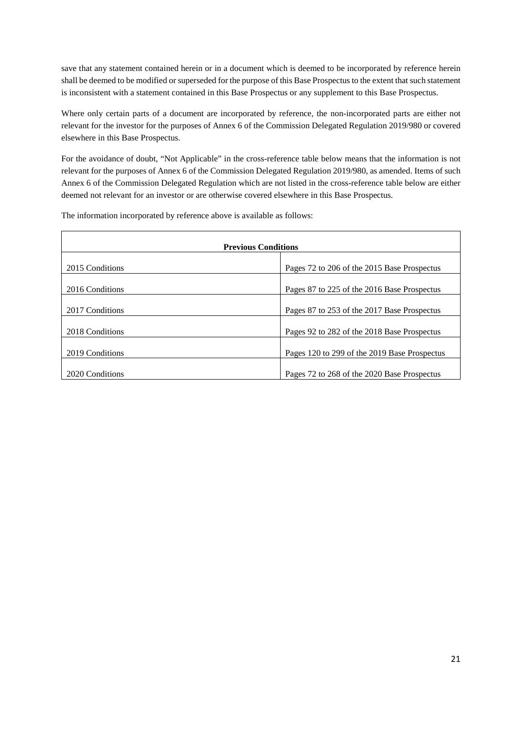save that any statement contained herein or in a document which is deemed to be incorporated by reference herein shall be deemed to be modified or superseded for the purpose of this Base Prospectus to the extent that such statement is inconsistent with a statement contained in this Base Prospectus or any supplement to this Base Prospectus.

Where only certain parts of a document are incorporated by reference, the non-incorporated parts are either not relevant for the investor for the purposes of Annex 6 of the Commission Delegated Regulation 2019/980 or covered elsewhere in this Base Prospectus.

For the avoidance of doubt, "Not Applicable" in the cross-reference table below means that the information is not relevant for the purposes of Annex 6 of the Commission Delegated Regulation 2019/980, as amended. Items of such Annex 6 of the Commission Delegated Regulation which are not listed in the cross-reference table below are either deemed not relevant for an investor or are otherwise covered elsewhere in this Base Prospectus.

The information incorporated by reference above is available as follows:

| **Previous Conditions** | |
|---|---|
| 2015 Conditions | Pages 72 to 206 of the 2015 Base Prospectus |
| 2016 Conditions | Pages 87 to 225 of the 2016 Base Prospectus |
| 2017 Conditions | Pages 87 to 253 of the 2017 Base Prospectus |
| 2018 Conditions | Pages 92 to 282 of the 2018 Base Prospectus |
| 2019 Conditions | Pages 120 to 299 of the 2019 Base Prospectus |
| 2020 Conditions | Pages 72 to 268 of the 2020 Base Prospectus |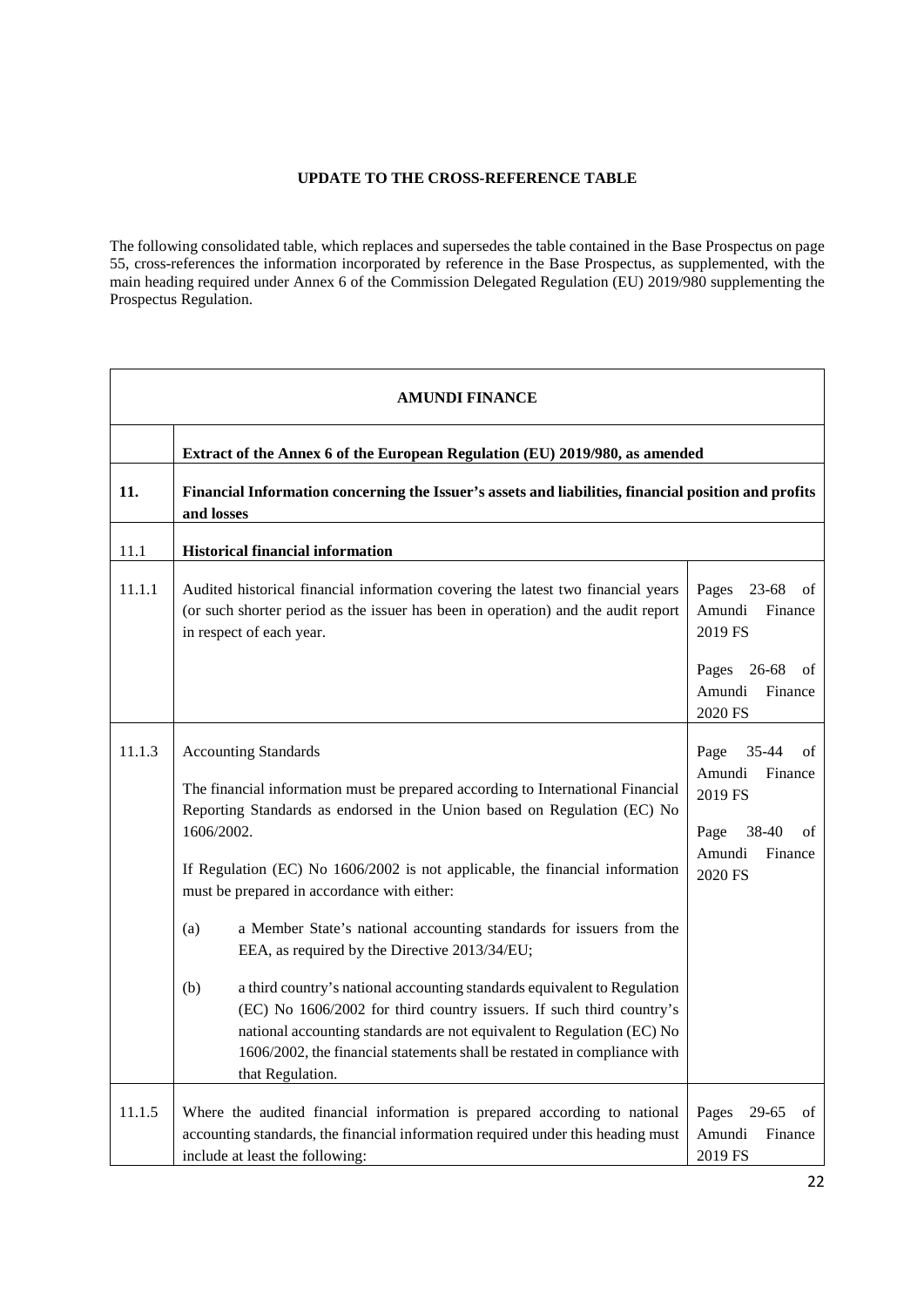**UPDATE TO THE CROSS-REFERENCE TABLE**

The following consolidated table, which replaces and supersedes the table contained in the Base Prospectus on page 55, cross-references the information incorporated by reference in the Base Prospectus, as supplemented, with the main heading required under Annex 6 of the Commission Delegated Regulation (EU) 2019/980 supplementing the Prospectus Regulation.

| **AMUNDI FINANCE** | | |
|---|---|---|
| | **Extract of the Annex 6 of the European Regulation (EU) 2019/980, as amended** | |
| **11.** | **Financial Information concerning the Issuer's assets and liabilities, financial position and profits and losses** | |
| 11.1 | **Historical financial information** | |
| 11.1.1 | Audited historical financial information covering the latest two financial years (or such shorter period as the issuer has been in operation) and the audit report in respect of each year. | Pages 23-68 of Amundi Finance 2019 FS<br><br>Pages 26-68 of Amundi Finance 2020 FS |
| 11.1.3 | Accounting Standards<br><br>The financial information must be prepared according to International Financial Reporting Standards as endorsed in the Union based on Regulation (EC) No 1606/2002.<br><br>If Regulation (EC) No 1606/2002 is not applicable, the financial information must be prepared in accordance with either:<br><br>(a) a Member State's national accounting standards for issuers from the EEA, as required by the Directive 2013/34/EU;<br><br>(b) a third country's national accounting standards equivalent to Regulation (EC) No 1606/2002 for third country issuers. If such third country's national accounting standards are not equivalent to Regulation (EC) No 1606/2002, the financial statements shall be restated in compliance with that Regulation. | Page 35-44 of Amundi Finance 2019 FS<br><br>Page 38-40 of Amundi Finance 2020 FS |
| 11.1.5 | Where the audited financial information is prepared according to national accounting standards, the financial information required under this heading must include at least the following: | Pages 29-65 of Amundi Finance 2019 FS |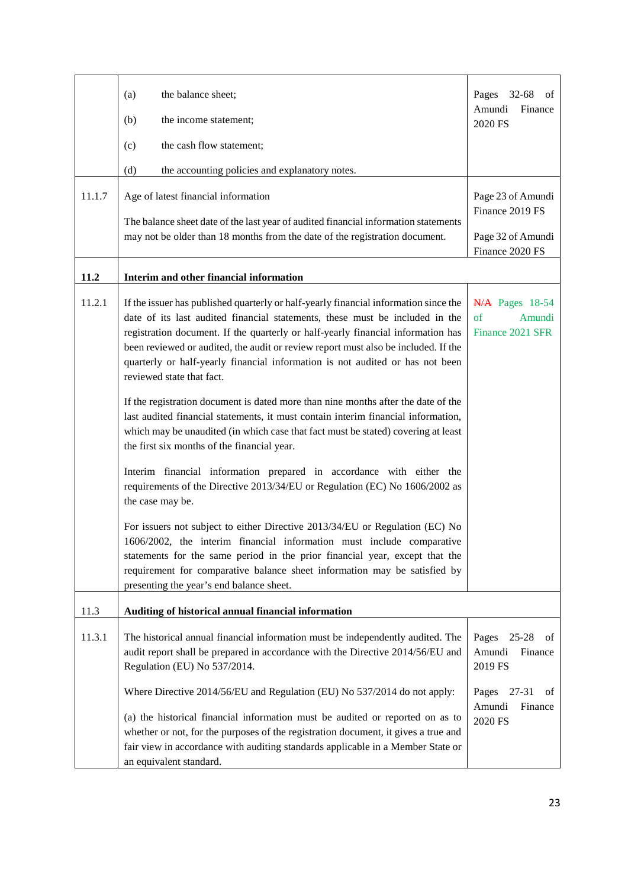| | | |
|---|---|---|
| | (a) the balance sheet;<br><br>(b) the income statement;<br><br>(c) the cash flow statement;<br><br>(d) the accounting policies and explanatory notes. | Pages 32-68 of Amundi Finance 2020 FS |
| 11.1.7 | Age of latest financial information<br><br>The balance sheet date of the last year of audited financial information statements may not be older than 18 months from the date of the registration document. | Page 23 of Amundi Finance 2019 FS<br><br>Page 32 of Amundi Finance 2020 FS |
| **11.2** | **Interim and other financial information** | |
| 11.2.1 | If the issuer has published quarterly or half-yearly financial information since the date of its last audited financial statements, these must be included in the registration document. If the quarterly or half-yearly financial information has been reviewed or audited, the audit or review report must also be included. If the quarterly or half-yearly financial information is not audited or has not been reviewed state that fact.<br><br>If the registration document is dated more than nine months after the date of the last audited financial statements, it must contain interim financial information, which may be unaudited (in which case that fact must be stated) covering at least the first six months of the financial year.<br><br>Interim financial information prepared in accordance with either the requirements of the Directive 2013/34/EU or Regulation (EC) No 1606/2002 as the case may be.<br><br>For issuers not subject to either Directive 2013/34/EU or Regulation (EC) No 1606/2002, the interim financial information must include comparative statements for the same period in the prior financial year, except that the requirement for comparative balance sheet information may be satisfied by presenting the year's end balance sheet. | ~~N/A~~ Pages 18-54 of Amundi Finance 2021 SFR |
| 11.3 | **Auditing of historical annual financial information** | |
| 11.3.1 | The historical annual financial information must be independently audited. The audit report shall be prepared in accordance with the Directive 2014/56/EU and Regulation (EU) No 537/2014.<br><br>Where Directive 2014/56/EU and Regulation (EU) No 537/2014 do not apply:<br><br>(a) the historical financial information must be audited or reported on as to whether or not, for the purposes of the registration document, it gives a true and fair view in accordance with auditing standards applicable in a Member State or an equivalent standard. | Pages 25-28 of Amundi Finance 2019 FS<br><br>Pages 27-31 of Amundi Finance 2020 FS |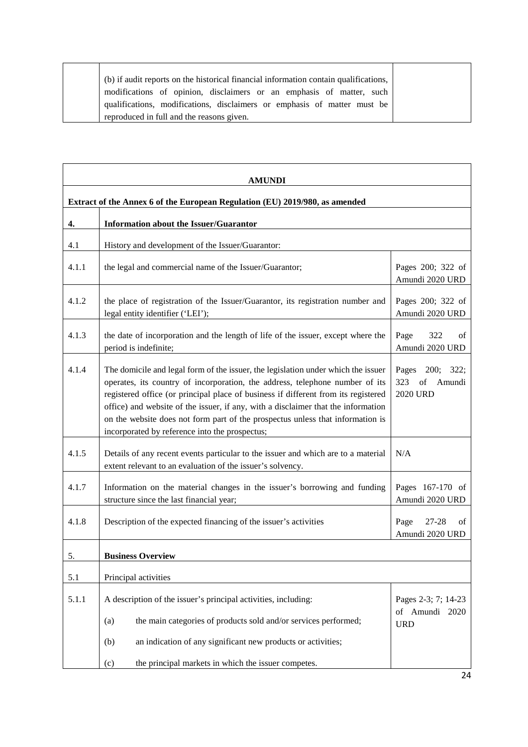| | (b) if audit reports on the historical financial information contain qualifications, modifications of opinion, disclaimers or an emphasis of matter, such qualifications, modifications, disclaimers or emphasis of matter must be reproduced in full and the reasons given. | |
|---|---|---|

| **AMUNDI** | | |
|---|---|---|
| **Extract of the Annex 6 of the European Regulation (EU) 2019/980, as amended** | | |
| **4.** | **Information about the Issuer/Guarantor** | |
| 4.1 | History and development of the Issuer/Guarantor: | |
| 4.1.1 | the legal and commercial name of the Issuer/Guarantor; | Pages 200; 322 of Amundi 2020 URD |
| 4.1.2 | the place of registration of the Issuer/Guarantor, its registration number and legal entity identifier ('LEI'); | Pages 200; 322 of Amundi 2020 URD |
| 4.1.3 | the date of incorporation and the length of life of the issuer, except where the period is indefinite; | Page 322 of Amundi 2020 URD |
| 4.1.4 | The domicile and legal form of the issuer, the legislation under which the issuer operates, its country of incorporation, the address, telephone number of its registered office (or principal place of business if different from its registered office) and website of the issuer, if any, with a disclaimer that the information on the website does not form part of the prospectus unless that information is incorporated by reference into the prospectus; | Pages 200; 322; 323 of Amundi 2020 URD |
| 4.1.5 | Details of any recent events particular to the issuer and which are to a material extent relevant to an evaluation of the issuer's solvency. | N/A |
| 4.1.7 | Information on the material changes in the issuer's borrowing and funding structure since the last financial year; | Pages 167-170 of Amundi 2020 URD |
| 4.1.8 | Description of the expected financing of the issuer's activities | Page 27-28 of Amundi 2020 URD |
| **5.** | **Business Overview** | |
| 5.1 | Principal activities | |
| 5.1.1 | A description of the issuer's principal activities, including:<br>(a) the main categories of products sold and/or services performed;<br>(b) an indication of any significant new products or activities;<br>(c) the principal markets in which the issuer competes. | Pages 2-3; 7; 14-23 of Amundi 2020 URD |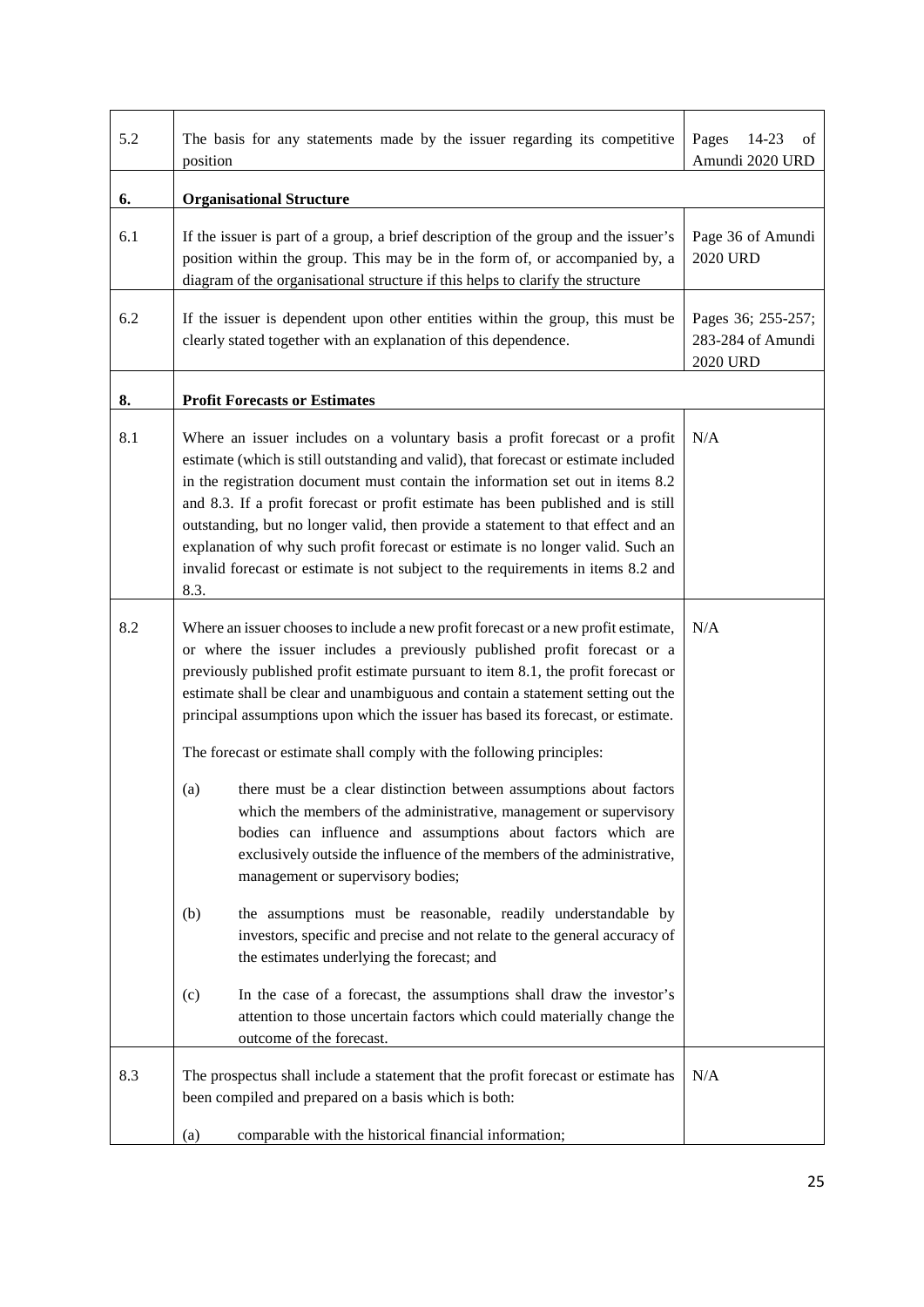| | | |
|---|---|---|
| 5.2 | The basis for any statements made by the issuer regarding its competitive position | Pages 14-23 of Amundi 2020 URD |
| **6.** | **Organisational Structure** | |
| 6.1 | If the issuer is part of a group, a brief description of the group and the issuer's position within the group. This may be in the form of, or accompanied by, a diagram of the organisational structure if this helps to clarify the structure | Page 36 of Amundi 2020 URD |
| 6.2 | If the issuer is dependent upon other entities within the group, this must be clearly stated together with an explanation of this dependence. | Pages 36; 255-257; 283-284 of Amundi 2020 URD |
| **8.** | **Profit Forecasts or Estimates** | |
| 8.1 | Where an issuer includes on a voluntary basis a profit forecast or a profit estimate (which is still outstanding and valid), that forecast or estimate included in the registration document must contain the information set out in items 8.2 and 8.3. If a profit forecast or profit estimate has been published and is still outstanding, but no longer valid, then provide a statement to that effect and an explanation of why such profit forecast or estimate is no longer valid. Such an invalid forecast or estimate is not subject to the requirements in items 8.2 and 8.3. | N/A |
| 8.2 | Where an issuer chooses to include a new profit forecast or a new profit estimate, or where the issuer includes a previously published profit forecast or a previously published profit estimate pursuant to item 8.1, the profit forecast or estimate shall be clear and unambiguous and contain a statement setting out the principal assumptions upon which the issuer has based its forecast, or estimate.<br><br>The forecast or estimate shall comply with the following principles:<br><br>(a) there must be a clear distinction between assumptions about factors which the members of the administrative, management or supervisory bodies can influence and assumptions about factors which are exclusively outside the influence of the members of the administrative, management or supervisory bodies;<br><br>(b) the assumptions must be reasonable, readily understandable by investors, specific and precise and not relate to the general accuracy of the estimates underlying the forecast; and<br><br>(c) In the case of a forecast, the assumptions shall draw the investor's attention to those uncertain factors which could materially change the outcome of the forecast. | N/A |
| 8.3 | The prospectus shall include a statement that the profit forecast or estimate has been compiled and prepared on a basis which is both:<br><br>(a) comparable with the historical financial information; | N/A |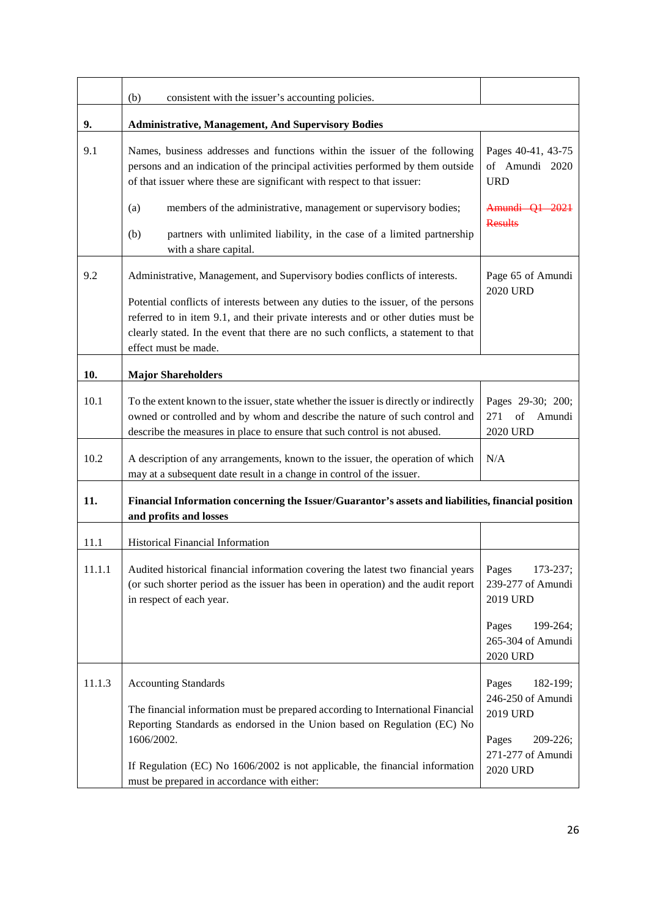| | | |
|---|---|---|
| | (b) consistent with the issuer's accounting policies. | |
| **9.** | **Administrative, Management, And Supervisory Bodies** | |
| 9.1 | Names, business addresses and functions within the issuer of the following persons and an indication of the principal activities performed by them outside of that issuer where these are significant with respect to that issuer:<br><br>(a) members of the administrative, management or supervisory bodies;<br><br>(b) partners with unlimited liability, in the case of a limited partnership with a share capital. | Pages 40-41, 43-75 of Amundi 2020 URD<br><br>~~Amundi Q1 2021 Results~~ |
| 9.2 | Administrative, Management, and Supervisory bodies conflicts of interests.<br><br>Potential conflicts of interests between any duties to the issuer, of the persons referred to in item 9.1, and their private interests and or other duties must be clearly stated. In the event that there are no such conflicts, a statement to that effect must be made. | Page 65 of Amundi 2020 URD |
| **10.** | **Major Shareholders** | |
| 10.1 | To the extent known to the issuer, state whether the issuer is directly or indirectly owned or controlled and by whom and describe the nature of such control and describe the measures in place to ensure that such control is not abused. | Pages 29-30; 200; 271 of Amundi 2020 URD |
| 10.2 | A description of any arrangements, known to the issuer, the operation of which may at a subsequent date result in a change in control of the issuer. | N/A |
| **11.** | **Financial Information concerning the Issuer/Guarantor's assets and liabilities, financial position and profits and losses** | |
| 11.1 | Historical Financial Information | |
| 11.1.1 | Audited historical financial information covering the latest two financial years (or such shorter period as the issuer has been in operation) and the audit report in respect of each year. | Pages 173-237; 239-277 of Amundi 2019 URD<br><br>Pages 199-264; 265-304 of Amundi 2020 URD |
| 11.1.3 | Accounting Standards<br><br>The financial information must be prepared according to International Financial Reporting Standards as endorsed in the Union based on Regulation (EC) No 1606/2002.<br><br>If Regulation (EC) No 1606/2002 is not applicable, the financial information must be prepared in accordance with either: | Pages 182-199; 246-250 of Amundi 2019 URD<br><br>Pages 209-226; 271-277 of Amundi 2020 URD |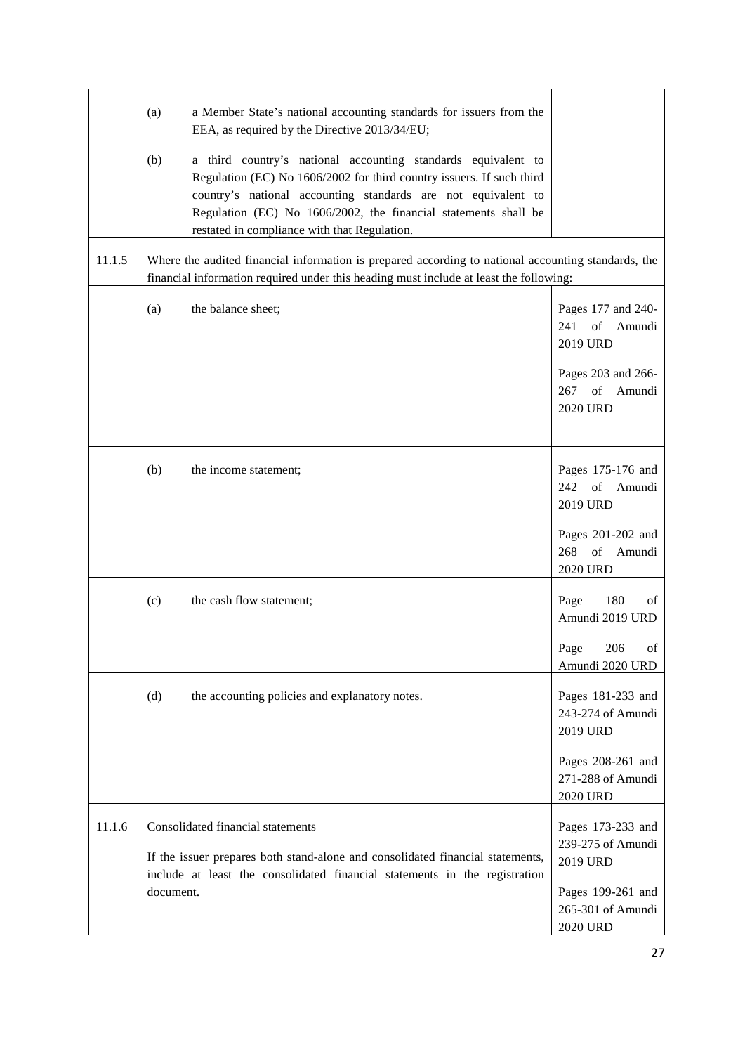|  |  |  |
|---|---|---|
|  | (a) a Member State's national accounting standards for issuers from the EEA, as required by the Directive 2013/34/EU;<br><br>(b) a third country's national accounting standards equivalent to Regulation (EC) No 1606/2002 for third country issuers. If such third country's national accounting standards are not equivalent to Regulation (EC) No 1606/2002, the financial statements shall be restated in compliance with that Regulation. |  |
| 11.1.5 | Where the audited financial information is prepared according to national accounting standards, the financial information required under this heading must include at least the following: |  |
|  | (a) the balance sheet; | Pages 177 and 240-241 of Amundi 2019 URD<br><br>Pages 203 and 266-267 of Amundi 2020 URD |
|  | (b) the income statement; | Pages 175-176 and 242 of Amundi 2019 URD<br><br>Pages 201-202 and 268 of Amundi 2020 URD |
|  | (c) the cash flow statement; | Page 180 of Amundi 2019 URD<br><br>Page 206 of Amundi 2020 URD |
|  | (d) the accounting policies and explanatory notes. | Pages 181-233 and 243-274 of Amundi 2019 URD<br><br>Pages 208-261 and 271-288 of Amundi 2020 URD |
| 11.1.6 | Consolidated financial statements<br><br>If the issuer prepares both stand-alone and consolidated financial statements, include at least the consolidated financial statements in the registration document. | Pages 173-233 and 239-275 of Amundi 2019 URD<br><br>Pages 199-261 and 265-301 of Amundi 2020 URD |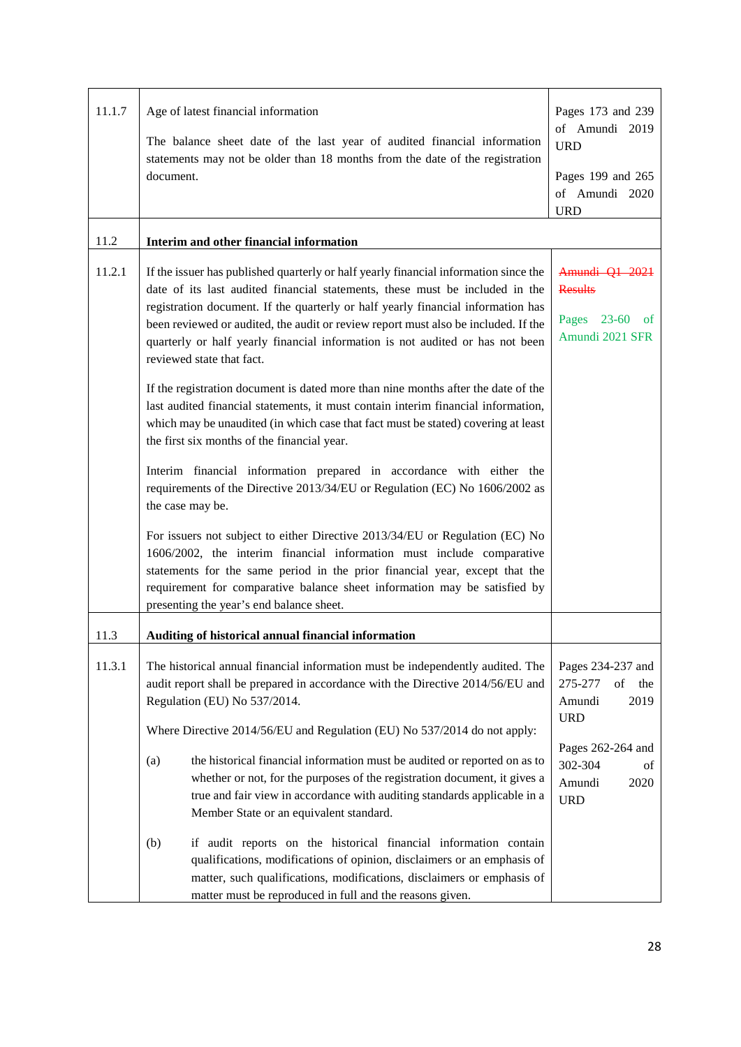| | | |
|---|---|---|
| 11.1.7 | Age of latest financial information<br><br>The balance sheet date of the last year of audited financial information statements may not be older than 18 months from the date of the registration document. | Pages 173 and 239 of Amundi 2019 URD<br><br>Pages 199 and 265 of Amundi 2020 URD |
| 11.2 | **Interim and other financial information** | |
| 11.2.1 | If the issuer has published quarterly or half yearly financial information since the date of its last audited financial statements, these must be included in the registration document. If the quarterly or half yearly financial information has been reviewed or audited, the audit or review report must also be included. If the quarterly or half yearly financial information is not audited or has not been reviewed state that fact.<br><br>If the registration document is dated more than nine months after the date of the last audited financial statements, it must contain interim financial information, which may be unaudited (in which case that fact must be stated) covering at least the first six months of the financial year.<br><br>Interim financial information prepared in accordance with either the requirements of the Directive 2013/34/EU or Regulation (EC) No 1606/2002 as the case may be.<br><br>For issuers not subject to either Directive 2013/34/EU or Regulation (EC) No 1606/2002, the interim financial information must include comparative statements for the same period in the prior financial year, except that the requirement for comparative balance sheet information may be satisfied by presenting the year's end balance sheet. | ~~Amundi Q1 2021 Results~~<br><br>Pages 23-60 of Amundi 2021 SFR |
| 11.3 | **Auditing of historical annual financial information** | |
| 11.3.1 | The historical annual financial information must be independently audited. The audit report shall be prepared in accordance with the Directive 2014/56/EU and Regulation (EU) No 537/2014.<br><br>Where Directive 2014/56/EU and Regulation (EU) No 537/2014 do not apply:<br><br>(a) the historical financial information must be audited or reported on as to whether or not, for the purposes of the registration document, it gives a true and fair view in accordance with auditing standards applicable in a Member State or an equivalent standard.<br><br>(b) if audit reports on the historical financial information contain qualifications, modifications of opinion, disclaimers or an emphasis of matter, such qualifications, modifications, disclaimers or emphasis of matter must be reproduced in full and the reasons given. | Pages 234-237 and 275-277 of the Amundi 2019 URD<br><br>Pages 262-264 and 302-304 of Amundi 2020 URD |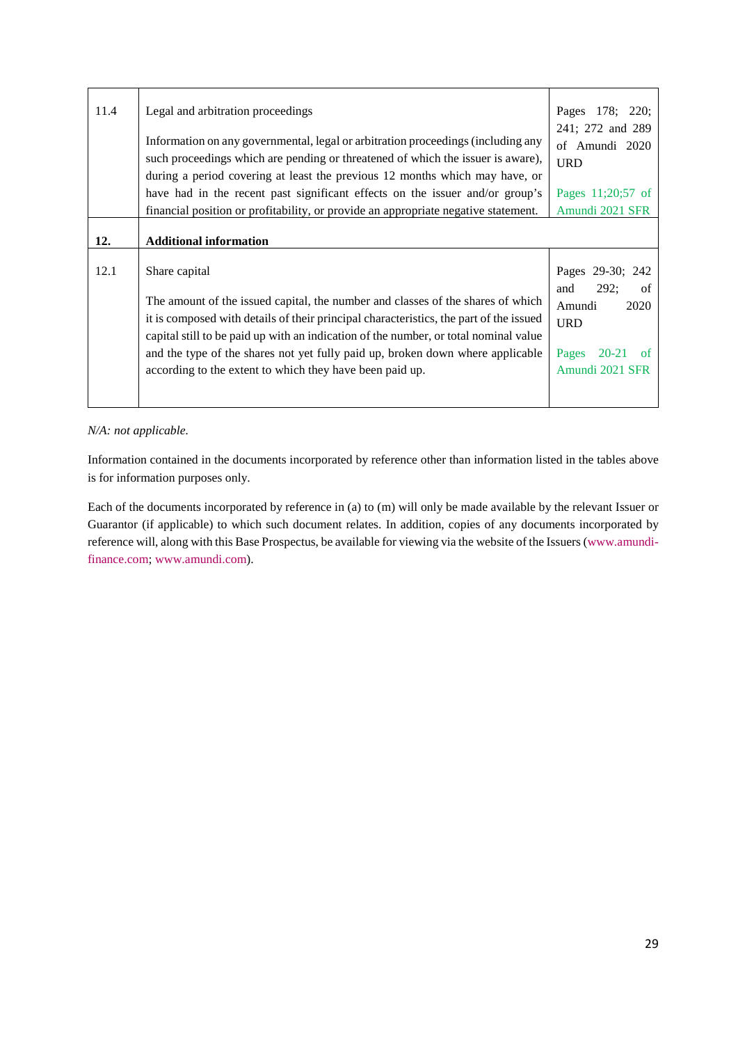| | | |
|---|---|---|
| 11.4 | Legal and arbitration proceedings<br><br>Information on any governmental, legal or arbitration proceedings (including any such proceedings which are pending or threatened of which the issuer is aware), during a period covering at least the previous 12 months which may have, or have had in the recent past significant effects on the issuer and/or group's financial position or profitability, or provide an appropriate negative statement. | Pages 178; 220; 241; 272 and 289 of Amundi 2020 URD<br><br>Pages 11;20;57 of Amundi 2021 SFR |
| **12.** | **Additional information** | |
| 12.1 | Share capital<br><br>The amount of the issued capital, the number and classes of the shares of which it is composed with details of their principal characteristics, the part of the issued capital still to be paid up with an indication of the number, or total nominal value and the type of the shares not yet fully paid up, broken down where applicable according to the extent to which they have been paid up. | Pages 29-30; 242 and 292; of Amundi 2020 URD<br><br>Pages 20-21 of Amundi 2021 SFR |

*N/A: not applicable.*

Information contained in the documents incorporated by reference other than information listed in the tables above is for information purposes only.

Each of the documents incorporated by reference in (a) to (m) will only be made available by the relevant Issuer or Guarantor (if applicable) to which such document relates. In addition, copies of any documents incorporated by reference will, along with this Base Prospectus, be available for viewing via the website of the Issuers (www.amundi-finance.com; www.amundi.com).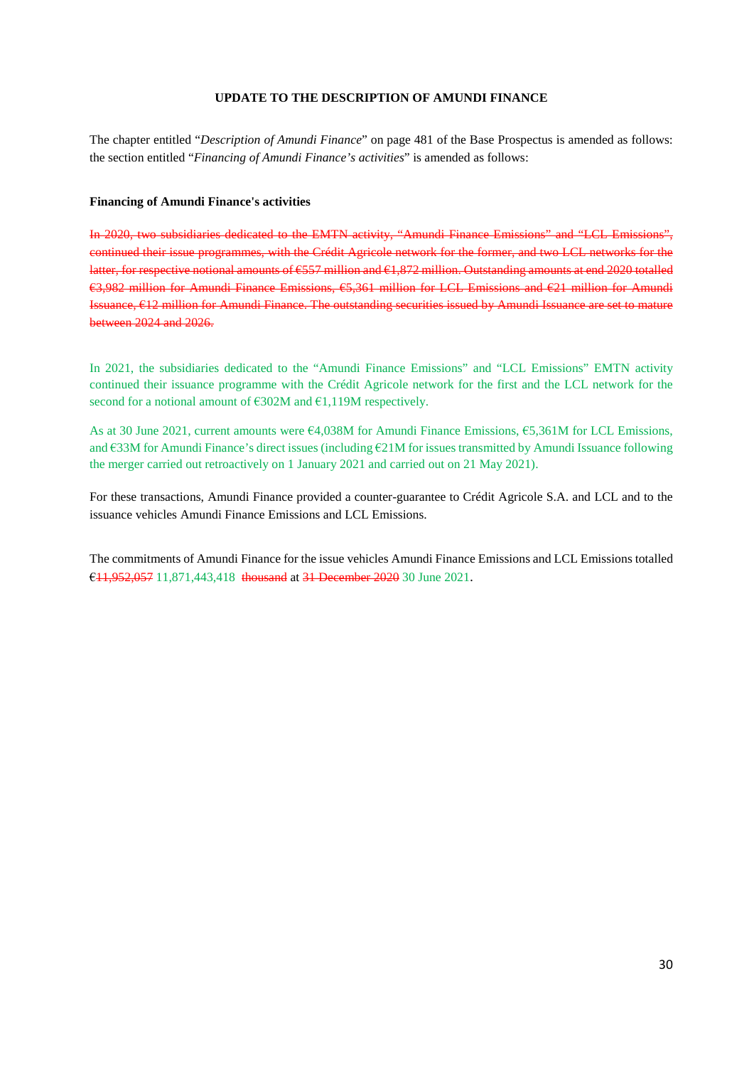**UPDATE TO THE DESCRIPTION OF AMUNDI FINANCE**

The chapter entitled "*Description of Amundi Finance*" on page 481 of the Base Prospectus is amended as follows: the section entitled "*Financing of Amundi Finance's activities*" is amended as follows:

**Financing of Amundi Finance's activities**

~~In 2020, two subsidiaries dedicated to the EMTN activity, "Amundi Finance Emissions" and "LCL Emissions", continued their issue programmes, with the Crédit Agricole network for the former, and two LCL networks for the latter, for respective notional amounts of €557 million and €1,872 million. Outstanding amounts at end 2020 totalled €3,982 million for Amundi Finance Emissions, €5,361 million for LCL Emissions and €21 million for Amundi Issuance, €12 million for Amundi Finance. The outstanding securities issued by Amundi Issuance are set to mature between 2024 and 2026.~~

In 2021, the subsidiaries dedicated to the "Amundi Finance Emissions" and "LCL Emissions" EMTN activity continued their issuance programme with the Crédit Agricole network for the first and the LCL network for the second for a notional amount of €302M and €1,119M respectively.

As at 30 June 2021, current amounts were €4,038M for Amundi Finance Emissions, €5,361M for LCL Emissions, and €33M for Amundi Finance's direct issues (including €21M for issues transmitted by Amundi Issuance following the merger carried out retroactively on 1 January 2021 and carried out on 21 May 2021).

For these transactions, Amundi Finance provided a counter-guarantee to Crédit Agricole S.A. and LCL and to the issuance vehicles Amundi Finance Emissions and LCL Emissions.

The commitments of Amundi Finance for the issue vehicles Amundi Finance Emissions and LCL Emissions totalled €~~11,952,057~~ 11,871,443,418 ~~thousand~~ at ~~31 December 2020~~ 30 June 2021.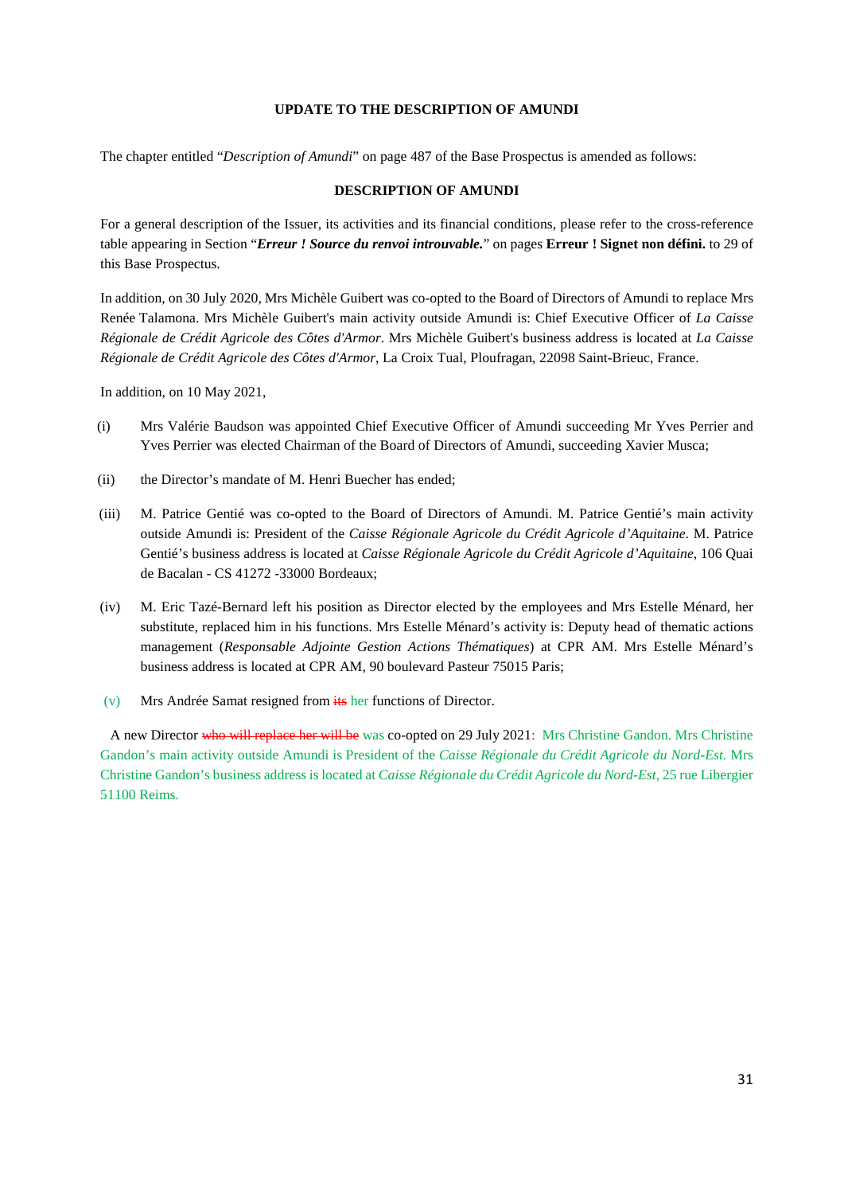**UPDATE TO THE DESCRIPTION OF AMUNDI**

The chapter entitled "*Description of Amundi*" on page 487 of the Base Prospectus is amended as follows:

**DESCRIPTION OF AMUNDI**

For a general description of the Issuer, its activities and its financial conditions, please refer to the cross-reference table appearing in Section "***Erreur ! Source du renvoi introuvable.***" on pages **Erreur ! Signet non défini.** to 29 of this Base Prospectus.

In addition, on 30 July 2020, Mrs Michèle Guibert was co-opted to the Board of Directors of Amundi to replace Mrs Renée Talamona. Mrs Michèle Guibert's main activity outside Amundi is: Chief Executive Officer of *La Caisse Régionale de Crédit Agricole des Côtes d'Armor*. Mrs Michèle Guibert's business address is located at *La Caisse Régionale de Crédit Agricole des Côtes d'Armor*, La Croix Tual, Ploufragan, 22098 Saint-Brieuc, France.

In addition, on 10 May 2021,

(i) Mrs Valérie Baudson was appointed Chief Executive Officer of Amundi succeeding Mr Yves Perrier and Yves Perrier was elected Chairman of the Board of Directors of Amundi, succeeding Xavier Musca;

(ii) the Director's mandate of M. Henri Buecher has ended;

(iii) M. Patrice Gentié was co-opted to the Board of Directors of Amundi. M. Patrice Gentié's main activity outside Amundi is: President of the *Caisse Régionale Agricole du Crédit Agricole d'Aquitaine*. M. Patrice Gentié's business address is located at *Caisse Régionale Agricole du Crédit Agricole d'Aquitaine*, 106 Quai de Bacalan - CS 41272 -33000 Bordeaux;

(iv) M. Eric Tazé-Bernard left his position as Director elected by the employees and Mrs Estelle Ménard, her substitute, replaced him in his functions. Mrs Estelle Ménard's activity is: Deputy head of thematic actions management (*Responsable Adjointe Gestion Actions Thématiques*) at CPR AM. Mrs Estelle Ménard's business address is located at CPR AM, 90 boulevard Pasteur 75015 Paris;

(v) Mrs Andrée Samat resigned from ~~its~~ her functions of Director.

A new Director ~~who will replace her will be~~ was co-opted on 29 July 2021: Mrs Christine Gandon. Mrs Christine Gandon's main activity outside Amundi is President of the *Caisse Régionale du Crédit Agricole du Nord-Est*. Mrs Christine Gandon's business address is located at *Caisse Régionale du Crédit Agricole du Nord-Est*, 25 rue Libergier 51100 Reims.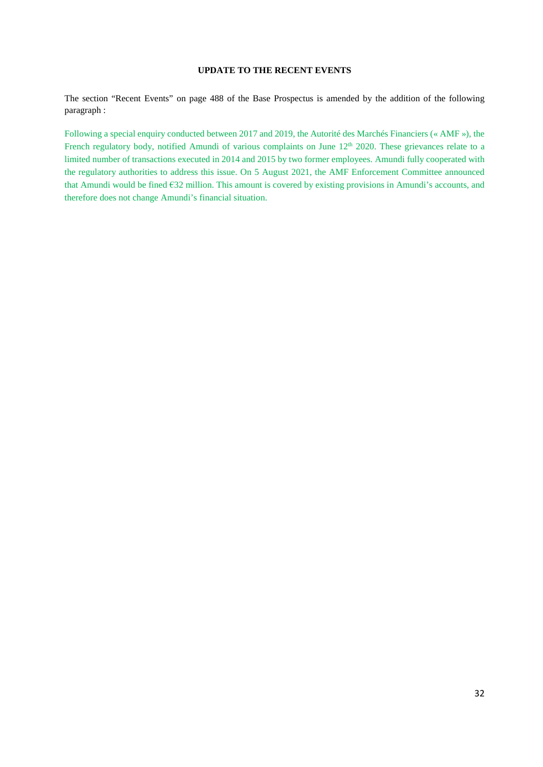**UPDATE TO THE RECENT EVENTS**

The section "Recent Events" on page 488 of the Base Prospectus is amended by the addition of the following paragraph :

Following a special enquiry conducted between 2017 and 2019, the Autorité des Marchés Financiers (« AMF »), the French regulatory body, notified Amundi of various complaints on June 12th 2020. These grievances relate to a limited number of transactions executed in 2014 and 2015 by two former employees. Amundi fully cooperated with the regulatory authorities to address this issue. On 5 August 2021, the AMF Enforcement Committee announced that Amundi would be fined €32 million. This amount is covered by existing provisions in Amundi's accounts, and therefore does not change Amundi's financial situation.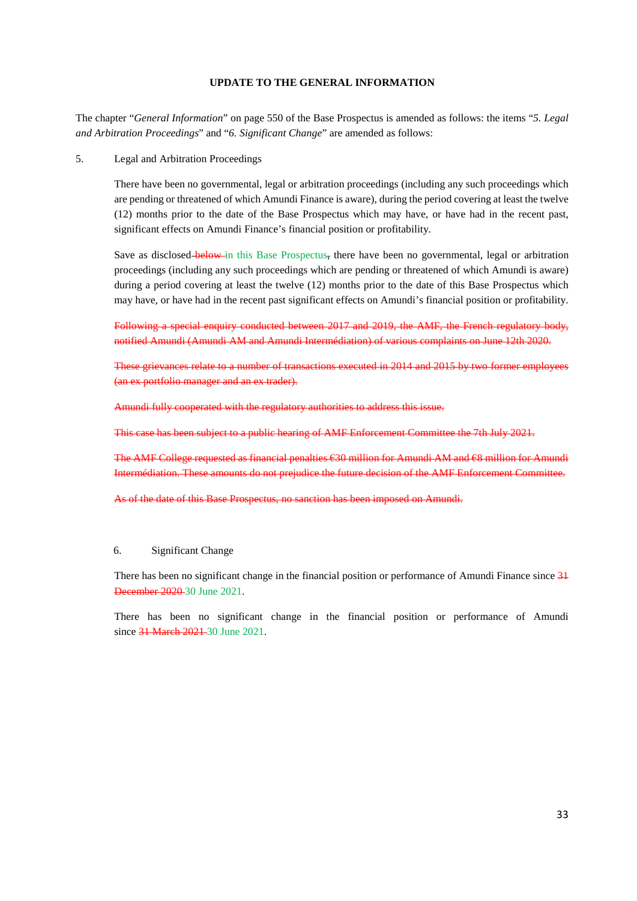**UPDATE TO THE GENERAL INFORMATION**

The chapter "*General Information*" on page 550 of the Base Prospectus is amended as follows: the items "*5. Legal and Arbitration Proceedings*" and "*6. Significant Change*" are amended as follows:

5. Legal and Arbitration Proceedings

There have been no governmental, legal or arbitration proceedings (including any such proceedings which are pending or threatened of which Amundi Finance is aware), during the period covering at least the twelve (12) months prior to the date of the Base Prospectus which may have, or have had in the recent past, significant effects on Amundi Finance's financial position or profitability.

Save as disclosed ~~below~~ in this Base Prospectus~~,~~ there have been no governmental, legal or arbitration proceedings (including any such proceedings which are pending or threatened of which Amundi is aware) during a period covering at least the twelve (12) months prior to the date of this Base Prospectus which may have, or have had in the recent past significant effects on Amundi's financial position or profitability.

~~Following a special enquiry conducted between 2017 and 2019, the AMF, the French regulatory body, notified Amundi (Amundi AM and Amundi Intermédiation) of various complaints on June 12th 2020.~~

~~These grievances relate to a number of transactions executed in 2014 and 2015 by two former employees (an ex portfolio manager and an ex trader).~~

~~Amundi fully cooperated with the regulatory authorities to address this issue.~~

~~This case has been subject to a public hearing of AMF Enforcement Committee the 7th July 2021.~~

~~The AMF College requested as financial penalties €30 million for Amundi AM and €8 million for Amundi Intermédiation. These amounts do not prejudice the future decision of the AMF Enforcement Committee.~~

~~As of the date of this Base Prospectus, no sanction has been imposed on Amundi.~~

6. Significant Change

There has been no significant change in the financial position or performance of Amundi Finance since ~~31 December 2020~~ 30 June 2021.

There has been no significant change in the financial position or performance of Amundi since ~~31 March 2021~~ 30 June 2021.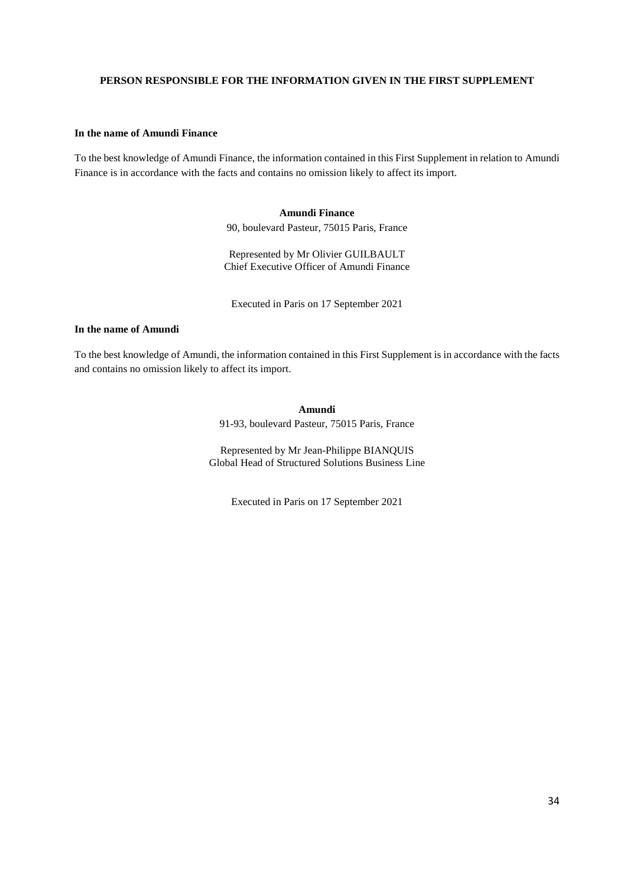## PERSON RESPONSIBLE FOR THE INFORMATION GIVEN IN THE FIRST SUPPLEMENT

**In the name of Amundi Finance**

To the best knowledge of Amundi Finance, the information contained in this First Supplement in relation to Amundi Finance is in accordance with the facts and contains no omission likely to affect its import.

**Amundi Finance**
90, boulevard Pasteur, 75015 Paris, France

Represented by Mr Olivier GUILBAULT
Chief Executive Officer of Amundi Finance

Executed in Paris on 17 September 2021

**In the name of Amundi**

To the best knowledge of Amundi, the information contained in this First Supplement is in accordance with the facts and contains no omission likely to affect its import.

**Amundi**
91-93, boulevard Pasteur, 75015 Paris, France

Represented by Mr Jean-Philippe BIANQUIS
Global Head of Structured Solutions Business Line

Executed in Paris on 17 September 2021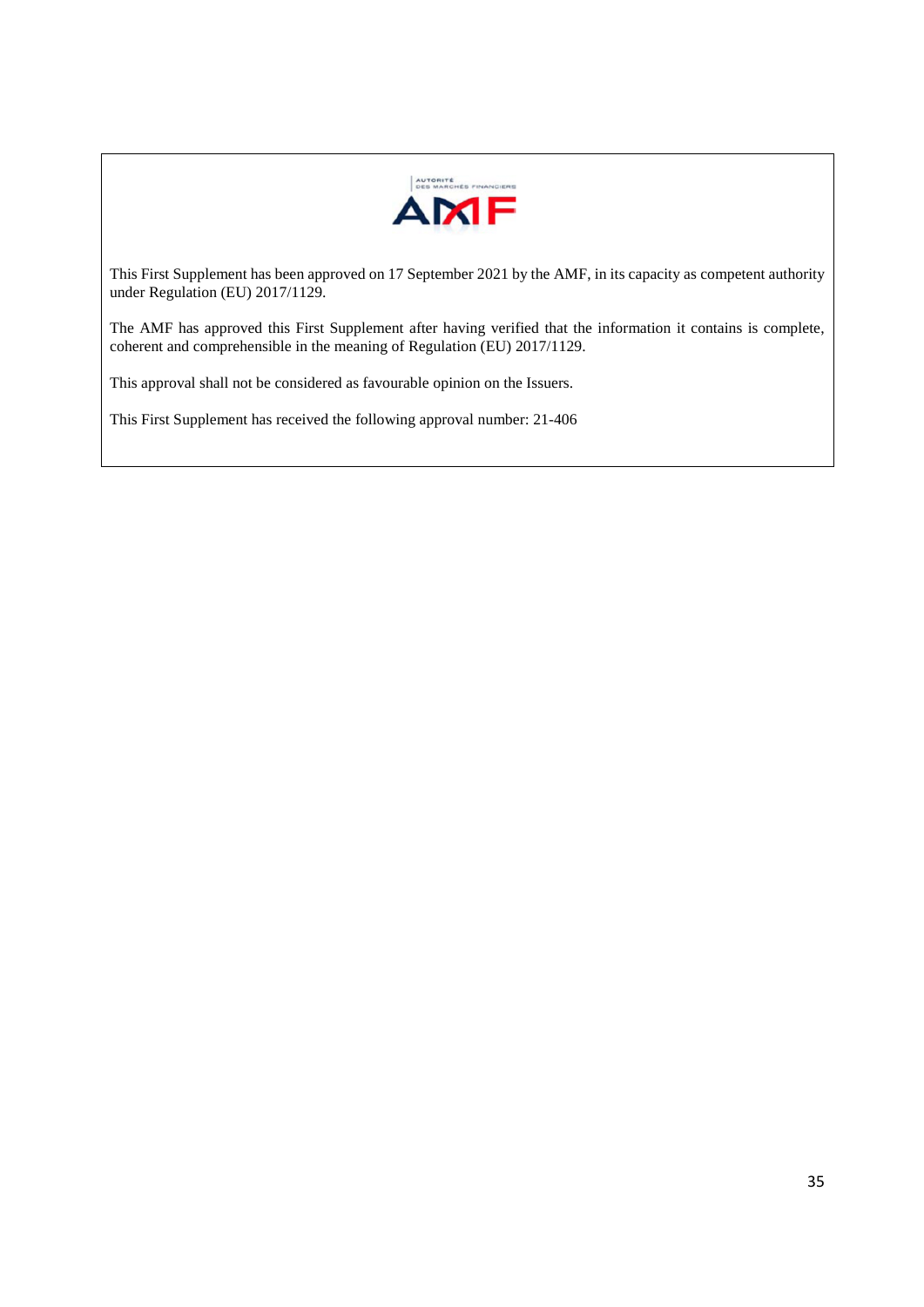AUTORITÉ DES MARCHÉS FINANCIERS

AMF

This First Supplement has been approved on 17 September 2021 by the AMF, in its capacity as competent authority under Regulation (EU) 2017/1129.

The AMF has approved this First Supplement after having verified that the information it contains is complete, coherent and comprehensible in the meaning of Regulation (EU) 2017/1129.

This approval shall not be considered as favourable opinion on the Issuers.

This First Supplement has received the following approval number: 21-406